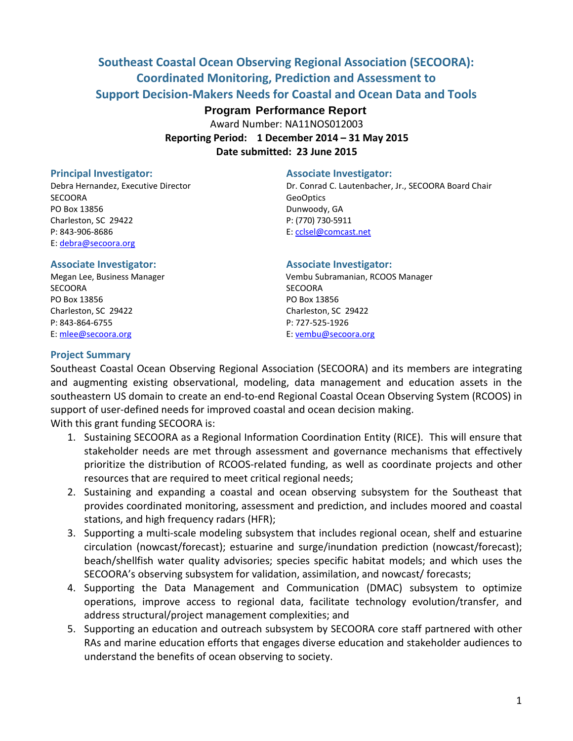# Southeast Coastal Ocean Observing Regional Association (SECOORA): Coordinated Monitoring, Prediction and Assessment to Support Decision-Makers Needs for Coastal and Ocean Data and Tools

**Program Performance Report**

Award Number: NA11NOS012003

**Reporting Period: 1 December 2014 – 31 May 2015**

**Date submitted: 23 June 2015**

### Principal Investigator:

Debra Hernandez, Executive Director
SECOORA
PO Box 13856
Charleston, SC 29422
P: 843-906-8686
E: debra@secoora.org

### Associate Investigator:

Dr. Conrad C. Lautenbacher, Jr., SECOORA Board Chair
GeoOptics
Dunwoody, GA
P: (770) 730-5911
E: cclsel@comcast.net

### Associate Investigator:

Megan Lee, Business Manager
SECOORA
PO Box 13856
Charleston, SC 29422
P: 843-864-6755
E: mlee@secoora.org

### Associate Investigator:

Vembu Subramanian, RCOOS Manager
SECOORA
PO Box 13856
Charleston, SC 29422
P: 727-525-1926
E: vembu@secoora.org

### Project Summary

Southeast Coastal Ocean Observing Regional Association (SECOORA) and its members are integrating and augmenting existing observational, modeling, data management and education assets in the southeastern US domain to create an end-to-end Regional Coastal Ocean Observing System (RCOOS) in support of user-defined needs for improved coastal and ocean decision making.

With this grant funding SECOORA is:

1. Sustaining SECOORA as a Regional Information Coordination Entity (RICE). This will ensure that stakeholder needs are met through assessment and governance mechanisms that effectively prioritize the distribution of RCOOS-related funding, as well as coordinate projects and other resources that are required to meet critical regional needs;
2. Sustaining and expanding a coastal and ocean observing subsystem for the Southeast that provides coordinated monitoring, assessment and prediction, and includes moored and coastal stations, and high frequency radars (HFR);
3. Supporting a multi-scale modeling subsystem that includes regional ocean, shelf and estuarine circulation (nowcast/forecast); estuarine and surge/inundation prediction (nowcast/forecast); beach/shellfish water quality advisories; species specific habitat models; and which uses the SECOORA's observing subsystem for validation, assimilation, and nowcast/ forecasts;
4. Supporting the Data Management and Communication (DMAC) subsystem to optimize operations, improve access to regional data, facilitate technology evolution/transfer, and address structural/project management complexities; and
5. Supporting an education and outreach subsystem by SECOORA core staff partnered with other RAs and marine education efforts that engages diverse education and stakeholder audiences to understand the benefits of ocean observing to society.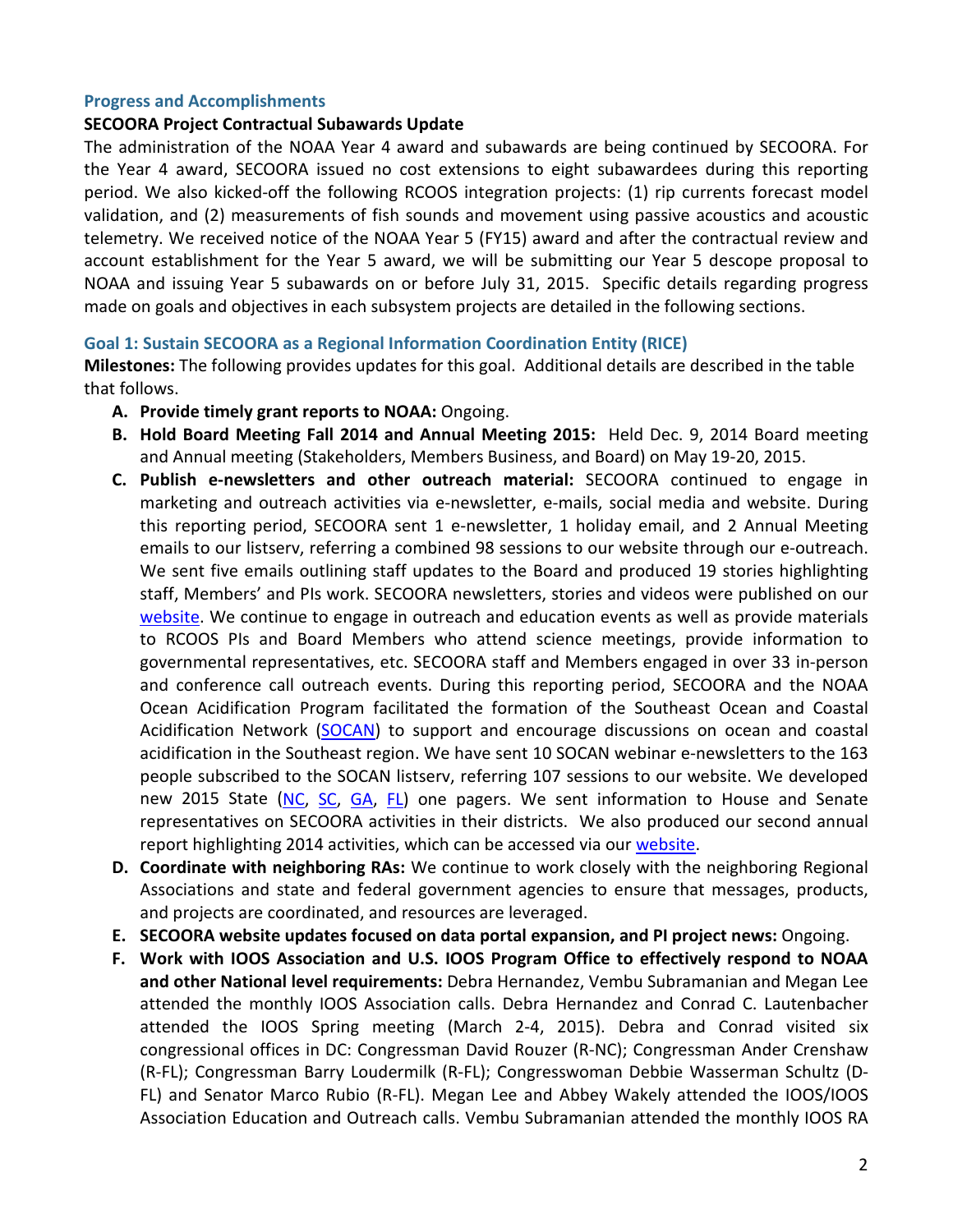## Progress and Accomplishments

**SECOORA Project Contractual Subawards Update**

The administration of the NOAA Year 4 award and subawards are being continued by SECOORA. For the Year 4 award, SECOORA issued no cost extensions to eight subawardees during this reporting period. We also kicked-off the following RCOOS integration projects: (1) rip currents forecast model validation, and (2) measurements of fish sounds and movement using passive acoustics and acoustic telemetry. We received notice of the NOAA Year 5 (FY15) award and after the contractual review and account establishment for the Year 5 award, we will be submitting our Year 5 descope proposal to NOAA and issuing Year 5 subawards on or before July 31, 2015. Specific details regarding progress made on goals and objectives in each subsystem projects are detailed in the following sections.

### Goal 1: Sustain SECOORA as a Regional Information Coordination Entity (RICE)

**Milestones:** The following provides updates for this goal. Additional details are described in the table that follows.

A. **Provide timely grant reports to NOAA:** Ongoing.
B. **Hold Board Meeting Fall 2014 and Annual Meeting 2015:** Held Dec. 9, 2014 Board meeting and Annual meeting (Stakeholders, Members Business, and Board) on May 19-20, 2015.
C. **Publish e-newsletters and other outreach material:** SECOORA continued to engage in marketing and outreach activities via e-newsletter, e-mails, social media and website. During this reporting period, SECOORA sent 1 e-newsletter, 1 holiday email, and 2 Annual Meeting emails to our listserv, referring a combined 98 sessions to our website through our e-outreach. We sent five emails outlining staff updates to the Board and produced 19 stories highlighting staff, Members' and PIs work. SECOORA newsletters, stories and videos were published on our website. We continue to engage in outreach and education events as well as provide materials to RCOOS PIs and Board Members who attend science meetings, provide information to governmental representatives, etc. SECOORA staff and Members engaged in over 33 in-person and conference call outreach events. During this reporting period, SECOORA and the NOAA Ocean Acidification Program facilitated the formation of the Southeast Ocean and Coastal Acidification Network (SOCAN) to support and encourage discussions on ocean and coastal acidification in the Southeast region. We have sent 10 SOCAN webinar e-newsletters to the 163 people subscribed to the SOCAN listserv, referring 107 sessions to our website. We developed new 2015 State (NC, SC, GA, FL) one pagers. We sent information to House and Senate representatives on SECOORA activities in their districts. We also produced our second annual report highlighting 2014 activities, which can be accessed via our website.
D. **Coordinate with neighboring RAs:** We continue to work closely with the neighboring Regional Associations and state and federal government agencies to ensure that messages, products, and projects are coordinated, and resources are leveraged.
E. **SECOORA website updates focused on data portal expansion, and PI project news:** Ongoing.
F. **Work with IOOS Association and U.S. IOOS Program Office to effectively respond to NOAA and other National level requirements:** Debra Hernandez, Vembu Subramanian and Megan Lee attended the monthly IOOS Association calls. Debra Hernandez and Conrad C. Lautenbacher attended the IOOS Spring meeting (March 2-4, 2015). Debra and Conrad visited six congressional offices in DC: Congressman David Rouzer (R-NC); Congressman Ander Crenshaw (R-FL); Congressman Barry Loudermilk (R-FL); Congresswoman Debbie Wasserman Schultz (D-FL) and Senator Marco Rubio (R-FL). Megan Lee and Abbey Wakely attended the IOOS/IOOS Association Education and Outreach calls. Vembu Subramanian attended the monthly IOOS RA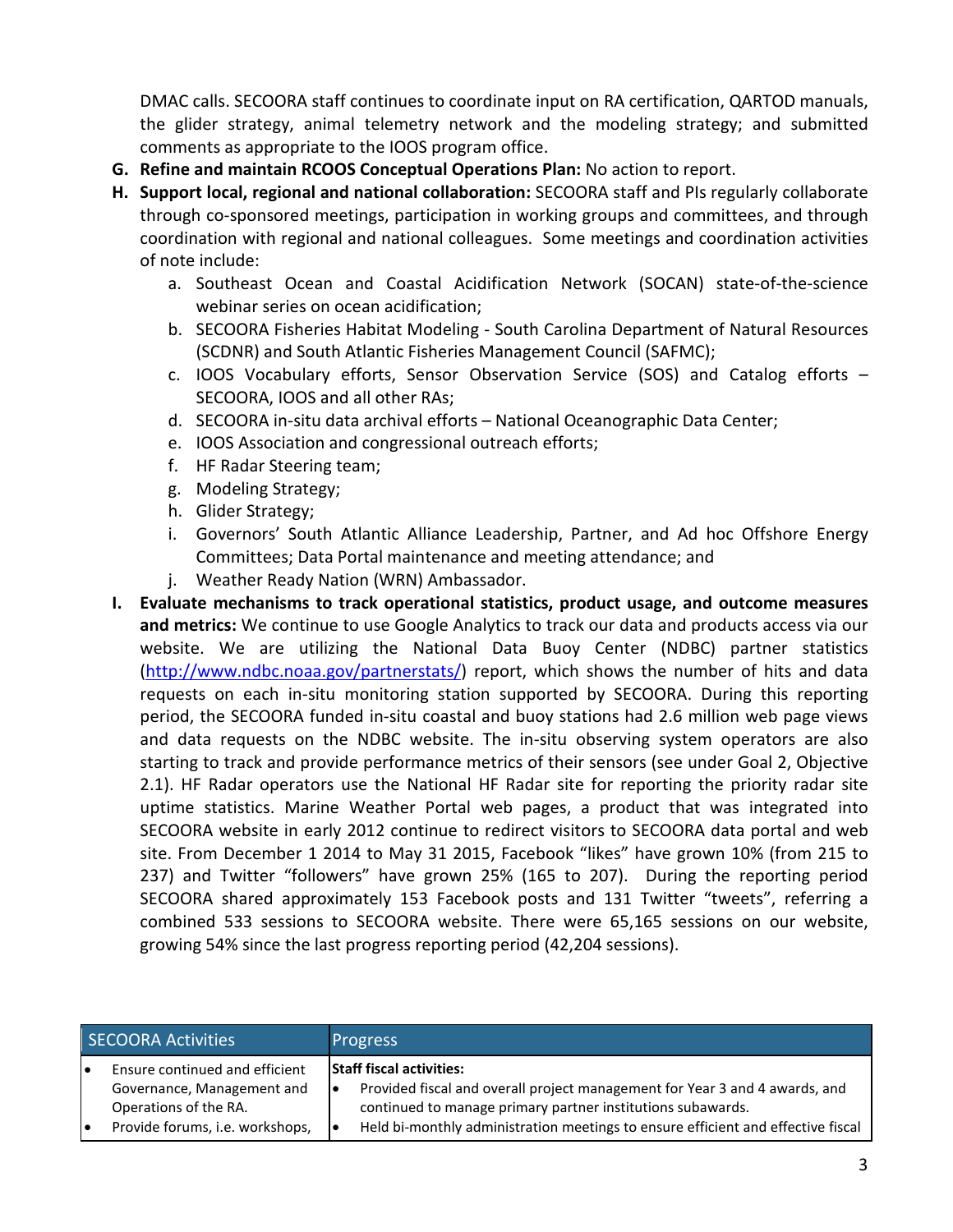DMAC calls. SECOORA staff continues to coordinate input on RA certification, QARTOD manuals, the glider strategy, animal telemetry network and the modeling strategy; and submitted comments as appropriate to the IOOS program office.

G. **Refine and maintain RCOOS Conceptual Operations Plan:** No action to report.

H. **Support local, regional and national collaboration:** SECOORA staff and PIs regularly collaborate through co-sponsored meetings, participation in working groups and committees, and through coordination with regional and national colleagues. Some meetings and coordination activities of note include:

   a. Southeast Ocean and Coastal Acidification Network (SOCAN) state-of-the-science webinar series on ocean acidification;
   b. SECOORA Fisheries Habitat Modeling - South Carolina Department of Natural Resources (SCDNR) and South Atlantic Fisheries Management Council (SAFMC);
   c. IOOS Vocabulary efforts, Sensor Observation Service (SOS) and Catalog efforts – SECOORA, IOOS and all other RAs;
   d. SECOORA in-situ data archival efforts – National Oceanographic Data Center;
   e. IOOS Association and congressional outreach efforts;
   f. HF Radar Steering team;
   g. Modeling Strategy;
   h. Glider Strategy;
   i. Governors' South Atlantic Alliance Leadership, Partner, and Ad hoc Offshore Energy Committees; Data Portal maintenance and meeting attendance; and
   j. Weather Ready Nation (WRN) Ambassador.

I. **Evaluate mechanisms to track operational statistics, product usage, and outcome measures and metrics:** We continue to use Google Analytics to track our data and products access via our website. We are utilizing the National Data Buoy Center (NDBC) partner statistics (http://www.ndbc.noaa.gov/partnerstats/) report, which shows the number of hits and data requests on each in-situ monitoring station supported by SECOORA. During this reporting period, the SECOORA funded in-situ coastal and buoy stations had 2.6 million web page views and data requests on the NDBC website. The in-situ observing system operators are also starting to track and provide performance metrics of their sensors (see under Goal 2, Objective 2.1). HF Radar operators use the National HF Radar site for reporting the priority radar site uptime statistics. Marine Weather Portal web pages, a product that was integrated into SECOORA website in early 2012 continue to redirect visitors to SECOORA data portal and web site. From December 1 2014 to May 31 2015, Facebook "likes" have grown 10% (from 215 to 237) and Twitter "followers" have grown 25% (165 to 207). During the reporting period SECOORA shared approximately 153 Facebook posts and 131 Twitter "tweets", referring a combined 533 sessions to SECOORA website. There were 65,165 sessions on our website, growing 54% since the last progress reporting period (42,204 sessions).

| SECOORA Activities | Progress |
|---|---|
| • Ensure continued and efficient Governance, Management and Operations of the RA.<br>• Provide forums, i.e. workshops, | **Staff fiscal activities:**<br>• Provided fiscal and overall project management for Year 3 and 4 awards, and continued to manage primary partner institutions subawards.<br>• Held bi-monthly administration meetings to ensure efficient and effective fiscal |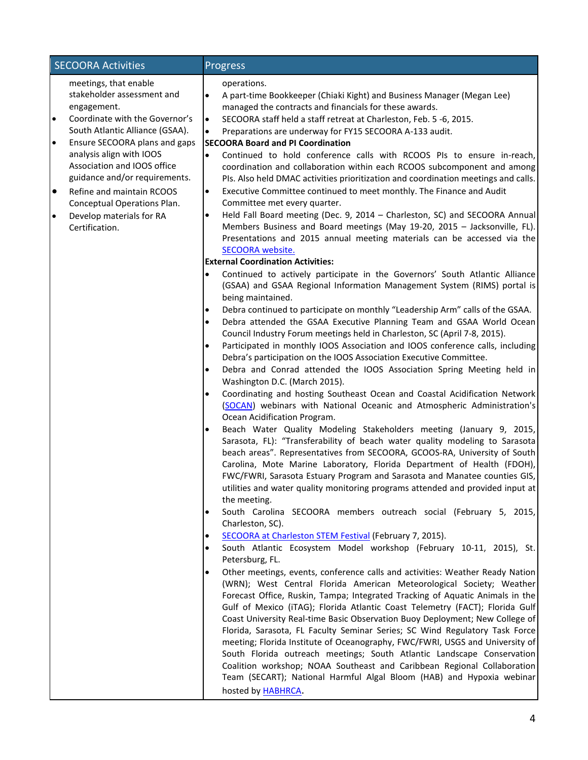| SECOORA Activities | Progress |
|---|---|
| meetings, that enable stakeholder assessment and engagement.<br>• Coordinate with the Governor's South Atlantic Alliance (GSAA).<br>• Ensure SECOORA plans and gaps analysis align with IOOS Association and IOOS office guidance and/or requirements.<br>• Refine and maintain RCOOS Conceptual Operations Plan.<br>• Develop materials for RA Certification. | operations.<br>• A part-time Bookkeeper (Chiaki Kight) and Business Manager (Megan Lee) managed the contracts and financials for these awards.<br>• SECOORA staff held a staff retreat at Charleston, Feb. 5 -6, 2015.<br>• Preparations are underway for FY15 SECOORA A-133 audit.<br>**SECOORA Board and PI Coordination**<br>• Continued to hold conference calls with RCOOS PIs to ensure in-reach, coordination and collaboration within each RCOOS subcomponent and among PIs. Also held DMAC activities prioritization and coordination meetings and calls.<br>• Executive Committee continued to meet monthly. The Finance and Audit Committee met every quarter.<br>• Held Fall Board meeting (Dec. 9, 2014 – Charleston, SC) and SECOORA Annual Members Business and Board meetings (May 19-20, 2015 – Jacksonville, FL). Presentations and 2015 annual meeting materials can be accessed via the SECOORA website.<br>**External Coordination Activities:**<br>• Continued to actively participate in the Governors' South Atlantic Alliance (GSAA) and GSAA Regional Information Management System (RIMS) portal is being maintained.<br>• Debra continued to participate on monthly "Leadership Arm" calls of the GSAA.<br>• Debra attended the GSAA Executive Planning Team and GSAA World Ocean Council Industry Forum meetings held in Charleston, SC (April 7-8, 2015).<br>• Participated in monthly IOOS Association and IOOS conference calls, including Debra's participation on the IOOS Association Executive Committee.<br>• Debra and Conrad attended the IOOS Association Spring Meeting held in Washington D.C. (March 2015).<br>• Coordinating and hosting Southeast Ocean and Coastal Acidification Network (SOCAN) webinars with National Oceanic and Atmospheric Administration's Ocean Acidification Program.<br>• Beach Water Quality Modeling Stakeholders meeting (January 9, 2015, Sarasota, FL): "Transferability of beach water quality modeling to Sarasota beach areas". Representatives from SECOORA, GCOOS-RA, University of South Carolina, Mote Marine Laboratory, Florida Department of Health (FDOH), FWC/FWRI, Sarasota Estuary Program and Sarasota and Manatee counties GIS, utilities and water quality monitoring programs attended and provided input at the meeting.<br>• South Carolina SECOORA members outreach social (February 5, 2015, Charleston, SC).<br>• SECOORA at Charleston STEM Festival (February 7, 2015).<br>• South Atlantic Ecosystem Model workshop (February 10-11, 2015), St. Petersburg, FL.<br>• Other meetings, events, conference calls and activities: Weather Ready Nation (WRN); West Central Florida American Meteorological Society; Weather Forecast Office, Ruskin, Tampa; Integrated Tracking of Aquatic Animals in the Gulf of Mexico (iTAG); Florida Atlantic Coast Telemetry (FACT); Florida Gulf Coast University Real-time Basic Observation Buoy Deployment; New College of Florida, Sarasota, FL Faculty Seminar Series; SC Wind Regulatory Task Force meeting; Florida Institute of Oceanography, FWC/FWRI, USGS and University of South Florida outreach meetings; South Atlantic Landscape Conservation Coalition workshop; NOAA Southeast and Caribbean Regional Collaboration Team (SECART); National Harmful Algal Bloom (HAB) and Hypoxia webinar hosted by HABHRCA. |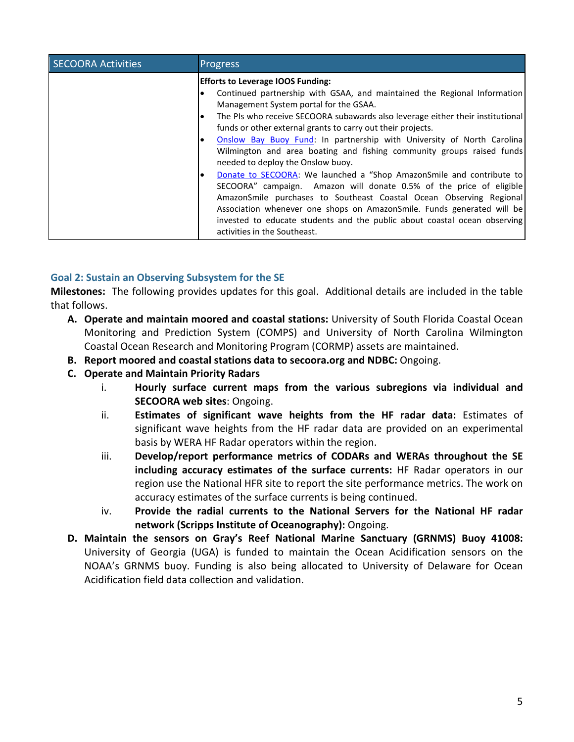| SECOORA Activities | Progress |
|---|---|
| | **Efforts to Leverage IOOS Funding:**<br>• Continued partnership with GSAA, and maintained the Regional Information Management System portal for the GSAA.<br>• The PIs who receive SECOORA subawards also leverage either their institutional funds or other external grants to carry out their projects.<br>• Onslow Bay Buoy Fund: In partnership with University of North Carolina Wilmington and area boating and fishing community groups raised funds needed to deploy the Onslow buoy.<br>• Donate to SECOORA: We launched a "Shop AmazonSmile and contribute to SECOORA" campaign. Amazon will donate 0.5% of the price of eligible AmazonSmile purchases to Southeast Coastal Ocean Observing Regional Association whenever one shops on AmazonSmile. Funds generated will be invested to educate students and the public about coastal ocean observing activities in the Southeast. |

### Goal 2: Sustain an Observing Subsystem for the SE

**Milestones:** The following provides updates for this goal. Additional details are included in the table that follows.

A. **Operate and maintain moored and coastal stations:** University of South Florida Coastal Ocean Monitoring and Prediction System (COMPS) and University of North Carolina Wilmington Coastal Ocean Research and Monitoring Program (CORMP) assets are maintained.
B. **Report moored and coastal stations data to secoora.org and NDBC:** Ongoing.
C. **Operate and Maintain Priority Radars**
    i. **Hourly surface current maps from the various subregions via individual and SECOORA web sites**: Ongoing.
    ii. **Estimates of significant wave heights from the HF radar data:** Estimates of significant wave heights from the HF radar data are provided on an experimental basis by WERA HF Radar operators within the region.
    iii. **Develop/report performance metrics of CODARs and WERAs throughout the SE including accuracy estimates of the surface currents:** HF Radar operators in our region use the National HFR site to report the site performance metrics. The work on accuracy estimates of the surface currents is being continued.
    iv. **Provide the radial currents to the National Servers for the National HF radar network (Scripps Institute of Oceanography):** Ongoing.
D. **Maintain the sensors on Gray's Reef National Marine Sanctuary (GRNMS) Buoy 41008:** University of Georgia (UGA) is funded to maintain the Ocean Acidification sensors on the NOAA's GRNMS buoy. Funding is also being allocated to University of Delaware for Ocean Acidification field data collection and validation.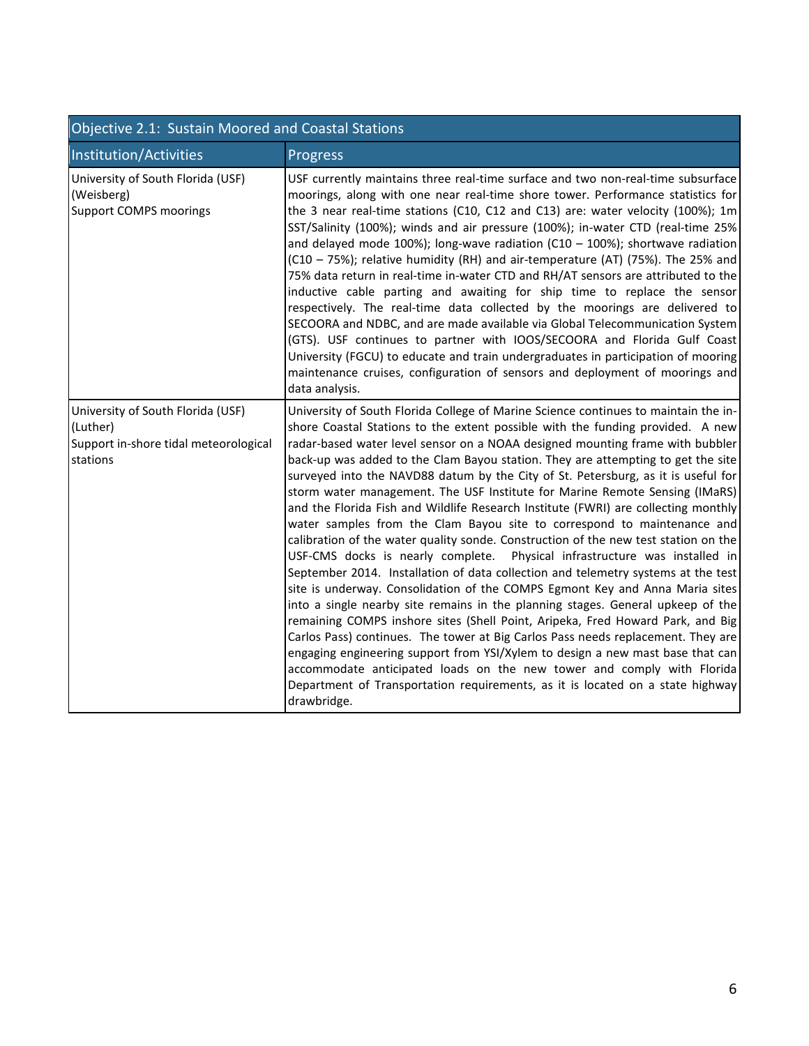| Objective 2.1: Sustain Moored and Coastal Stations | |
|---|---|
| **Institution/Activities** | **Progress** |
| University of South Florida (USF) (Weisberg)<br>Support COMPS moorings | USF currently maintains three real-time surface and two non-real-time subsurface moorings, along with one near real-time shore tower. Performance statistics for the 3 near real-time stations (C10, C12 and C13) are: water velocity (100%); 1m SST/Salinity (100%); winds and air pressure (100%); in-water CTD (real-time 25% and delayed mode 100%); long-wave radiation (C10 – 100%); shortwave radiation (C10 – 75%); relative humidity (RH) and air-temperature (AT) (75%). The 25% and 75% data return in real-time in-water CTD and RH/AT sensors are attributed to the inductive cable parting and awaiting for ship time to replace the sensor respectively. The real-time data collected by the moorings are delivered to SECOORA and NDBC, and are made available via Global Telecommunication System (GTS). USF continues to partner with IOOS/SECOORA and Florida Gulf Coast University (FGCU) to educate and train undergraduates in participation of mooring maintenance cruises, configuration of sensors and deployment of moorings and data analysis. |
| University of South Florida (USF) (Luther)<br>Support in-shore tidal meteorological stations | University of South Florida College of Marine Science continues to maintain the in-shore Coastal Stations to the extent possible with the funding provided. A new radar-based water level sensor on a NOAA designed mounting frame with bubbler back-up was added to the Clam Bayou station. They are attempting to get the site surveyed into the NAVD88 datum by the City of St. Petersburg, as it is useful for storm water management. The USF Institute for Marine Remote Sensing (IMaRS) and the Florida Fish and Wildlife Research Institute (FWRI) are collecting monthly water samples from the Clam Bayou site to correspond to maintenance and calibration of the water quality sonde. Construction of the new test station on the USF-CMS docks is nearly complete. Physical infrastructure was installed in September 2014. Installation of data collection and telemetry systems at the test site is underway. Consolidation of the COMPS Egmont Key and Anna Maria sites into a single nearby site remains in the planning stages. General upkeep of the remaining COMPS inshore sites (Shell Point, Aripeka, Fred Howard Park, and Big Carlos Pass) continues. The tower at Big Carlos Pass needs replacement. They are engaging engineering support from YSI/Xylem to design a new mast base that can accommodate anticipated loads on the new tower and comply with Florida Department of Transportation requirements, as it is located on a state highway drawbridge. |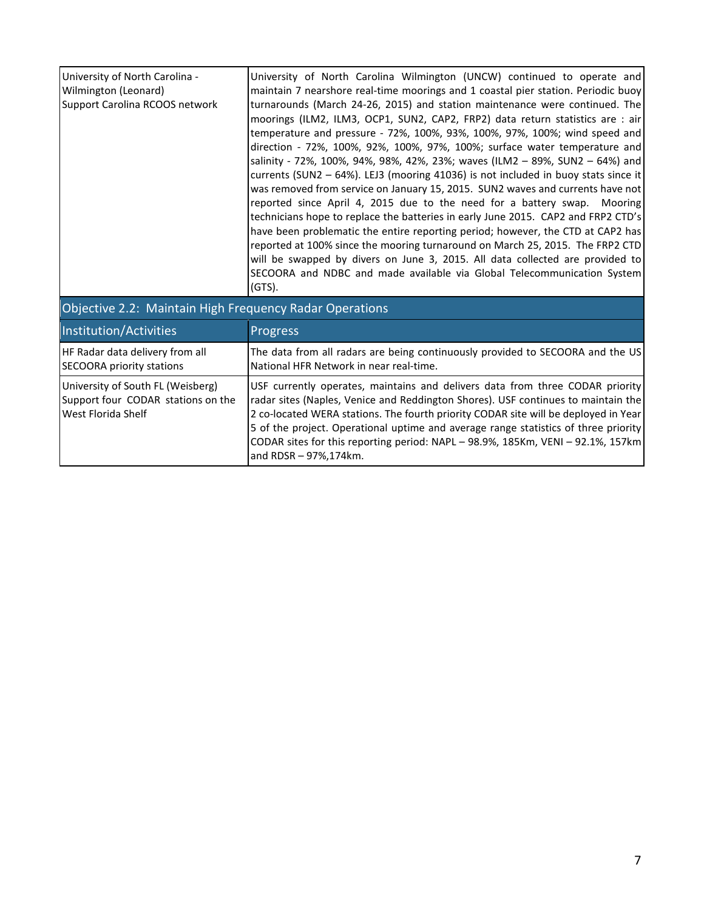| | |
|---|---|
| University of North Carolina - Wilmington (Leonard)<br>Support Carolina RCOOS network | University of North Carolina Wilmington (UNCW) continued to operate and maintain 7 nearshore real-time moorings and 1 coastal pier station. Periodic buoy turnarounds (March 24-26, 2015) and station maintenance were continued. The moorings (ILM2, ILM3, OCP1, SUN2, CAP2, FRP2) data return statistics are : air temperature and pressure - 72%, 100%, 93%, 100%, 97%, 100%; wind speed and direction - 72%, 100%, 92%, 100%, 97%, 100%; surface water temperature and salinity - 72%, 100%, 94%, 98%, 42%, 23%; waves (ILM2 – 89%, SUN2 – 64%) and currents (SUN2 – 64%). LEJ3 (mooring 41036) is not included in buoy stats since it was removed from service on January 15, 2015. SUN2 waves and currents have not reported since April 4, 2015 due to the need for a battery swap. Mooring technicians hope to replace the batteries in early June 2015. CAP2 and FRP2 CTD's have been problematic the entire reporting period; however, the CTD at CAP2 has reported at 100% since the mooring turnaround on March 25, 2015. The FRP2 CTD will be swapped by divers on June 3, 2015. All data collected are provided to SECOORA and NDBC and made available via Global Telecommunication System (GTS). |

## Objective 2.2: Maintain High Frequency Radar Operations

| Institution/Activities | Progress |
|---|---|
| HF Radar data delivery from all SECOORA priority stations | The data from all radars are being continuously provided to SECOORA and the US National HFR Network in near real-time. |
| University of South FL (Weisberg)<br>Support four CODAR stations on the West Florida Shelf | USF currently operates, maintains and delivers data from three CODAR priority radar sites (Naples, Venice and Reddington Shores). USF continues to maintain the 2 co-located WERA stations. The fourth priority CODAR site will be deployed in Year 5 of the project. Operational uptime and average range statistics of three priority CODAR sites for this reporting period: NAPL – 98.9%, 185Km, VENI – 92.1%, 157km and RDSR – 97%,174km. |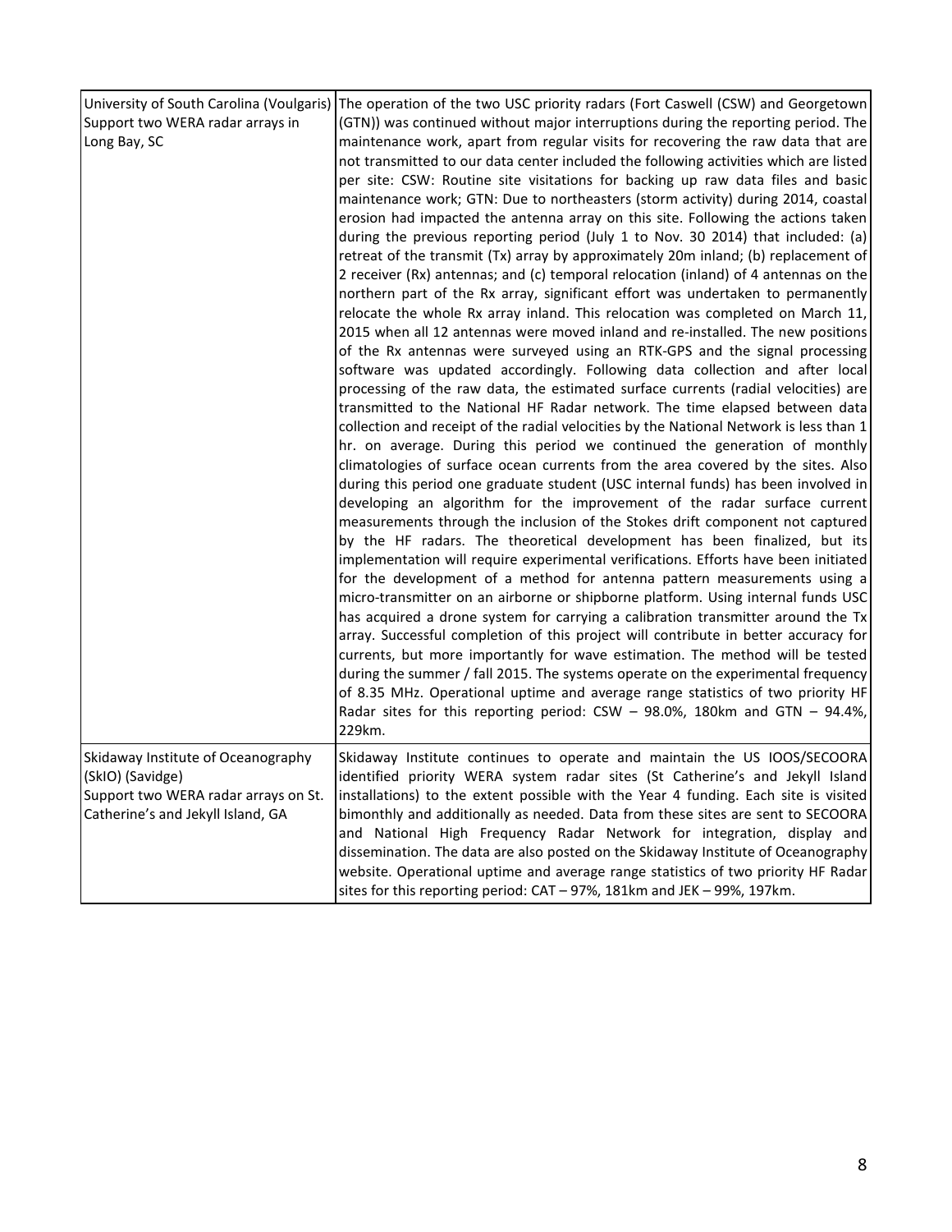| | |
|---|---|
| University of South Carolina (Voulgaris)<br>Support two WERA radar arrays in Long Bay, SC | The operation of the two USC priority radars (Fort Caswell (CSW) and Georgetown (GTN)) was continued without major interruptions during the reporting period. The maintenance work, apart from regular visits for recovering the raw data that are not transmitted to our data center included the following activities which are listed per site: CSW: Routine site visitations for backing up raw data files and basic maintenance work; GTN: Due to northeasters (storm activity) during 2014, coastal erosion had impacted the antenna array on this site. Following the actions taken during the previous reporting period (July 1 to Nov. 30 2014) that included: (a) retreat of the transmit (Tx) array by approximately 20m inland; (b) replacement of 2 receiver (Rx) antennas; and (c) temporal relocation (inland) of 4 antennas on the northern part of the Rx array, significant effort was undertaken to permanently relocate the whole Rx array inland. This relocation was completed on March 11, 2015 when all 12 antennas were moved inland and re-installed. The new positions of the Rx antennas were surveyed using an RTK-GPS and the signal processing software was updated accordingly. Following data collection and after local processing of the raw data, the estimated surface currents (radial velocities) are transmitted to the National HF Radar network. The time elapsed between data collection and receipt of the radial velocities by the National Network is less than 1 hr. on average. During this period we continued the generation of monthly climatologies of surface ocean currents from the area covered by the sites. Also during this period one graduate student (USC internal funds) has been involved in developing an algorithm for the improvement of the radar surface current measurements through the inclusion of the Stokes drift component not captured by the HF radars. The theoretical development has been finalized, but its implementation will require experimental verifications. Efforts have been initiated for the development of a method for antenna pattern measurements using a micro-transmitter on an airborne or shipborne platform. Using internal funds USC has acquired a drone system for carrying a calibration transmitter around the Tx array. Successful completion of this project will contribute in better accuracy for currents, but more importantly for wave estimation. The method will be tested during the summer / fall 2015. The systems operate on the experimental frequency of 8.35 MHz. Operational uptime and average range statistics of two priority HF Radar sites for this reporting period: CSW – 98.0%, 180km and GTN – 94.4%, 229km. |
| Skidaway Institute of Oceanography (SkIO) (Savidge)<br>Support two WERA radar arrays on St. Catherine's and Jekyll Island, GA | Skidaway Institute continues to operate and maintain the US IOOS/SECOORA identified priority WERA system radar sites (St Catherine's and Jekyll Island installations) to the extent possible with the Year 4 funding. Each site is visited bimonthly and additionally as needed. Data from these sites are sent to SECOORA and National High Frequency Radar Network for integration, display and dissemination. The data are also posted on the Skidaway Institute of Oceanography website. Operational uptime and average range statistics of two priority HF Radar sites for this reporting period: CAT – 97%, 181km and JEK – 99%, 197km. |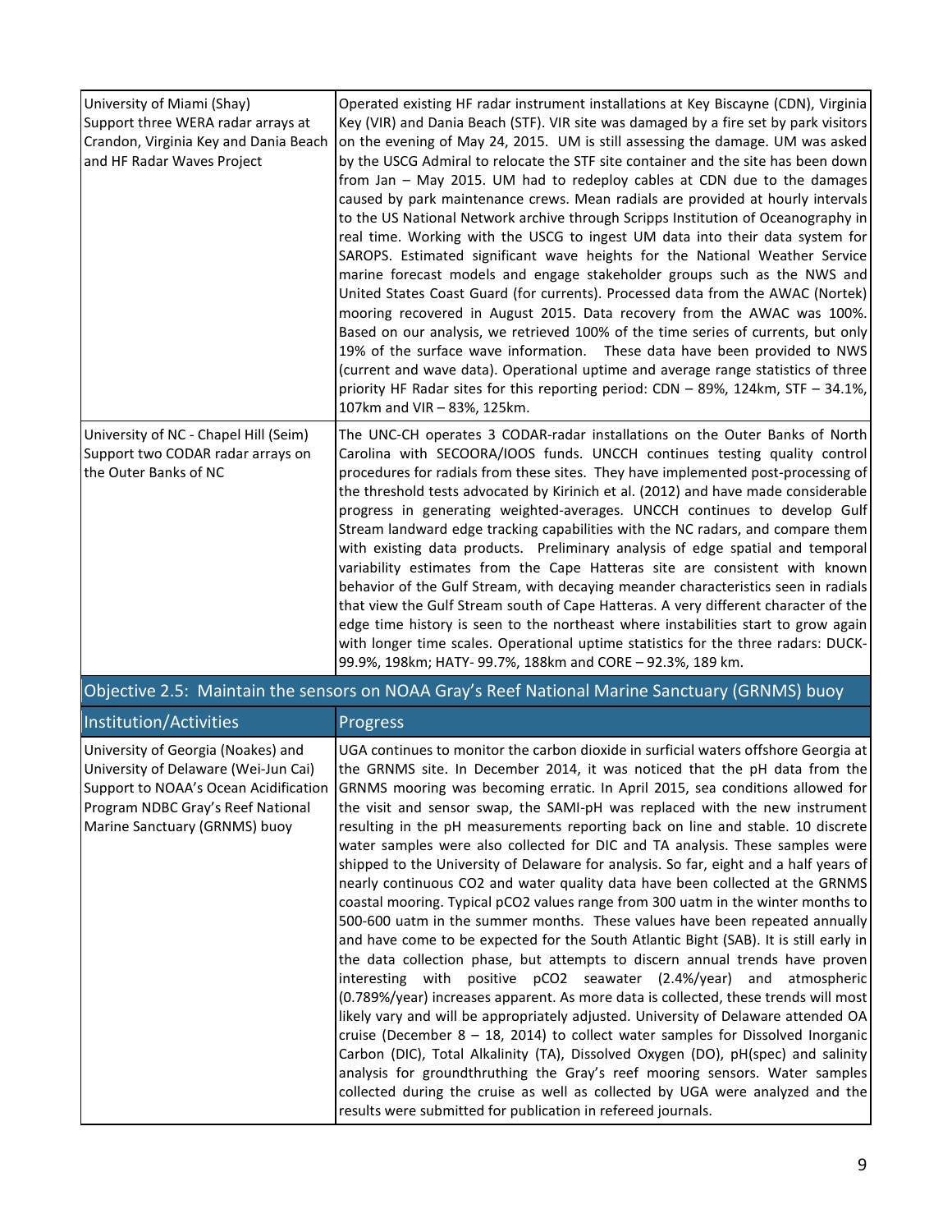| | |
|---|---|
| University of Miami (Shay)<br>Support three WERA radar arrays at Crandon, Virginia Key and Dania Beach and HF Radar Waves Project | Operated existing HF radar instrument installations at Key Biscayne (CDN), Virginia Key (VIR) and Dania Beach (STF). VIR site was damaged by a fire set by park visitors on the evening of May 24, 2015. UM is still assessing the damage. UM was asked by the USCG Admiral to relocate the STF site container and the site has been down from Jan – May 2015. UM had to redeploy cables at CDN due to the damages caused by park maintenance crews. Mean radials are provided at hourly intervals to the US National Network archive through Scripps Institution of Oceanography in real time. Working with the USCG to ingest UM data into their data system for SAROPS. Estimated significant wave heights for the National Weather Service marine forecast models and engage stakeholder groups such as the NWS and United States Coast Guard (for currents). Processed data from the AWAC (Nortek) mooring recovered in August 2015. Data recovery from the AWAC was 100%. Based on our analysis, we retrieved 100% of the time series of currents, but only 19% of the surface wave information. These data have been provided to NWS (current and wave data). Operational uptime and average range statistics of three priority HF Radar sites for this reporting period: CDN – 89%, 124km, STF – 34.1%, 107km and VIR – 83%, 125km. |
| University of NC - Chapel Hill (Seim)<br>Support two CODAR radar arrays on the Outer Banks of NC | The UNC-CH operates 3 CODAR-radar installations on the Outer Banks of North Carolina with SECOORA/IOOS funds. UNCCH continues testing quality control procedures for radials from these sites. They have implemented post-processing of the threshold tests advocated by Kirinich et al. (2012) and have made considerable progress in generating weighted-averages. UNCCH continues to develop Gulf Stream landward edge tracking capabilities with the NC radars, and compare them with existing data products. Preliminary analysis of edge spatial and temporal variability estimates from the Cape Hatteras site are consistent with known behavior of the Gulf Stream, with decaying meander characteristics seen in radials that view the Gulf Stream south of Cape Hatteras. A very different character of the edge time history is seen to the northeast where instabilities start to grow again with longer time scales. Operational uptime statistics for the three radars: DUCK- 99.9%, 198km; HATY- 99.7%, 188km and CORE – 92.3%, 189 km. |

## Objective 2.5: Maintain the sensors on NOAA Gray's Reef National Marine Sanctuary (GRNMS) buoy

| Institution/Activities | Progress |
|---|---|
| University of Georgia (Noakes) and University of Delaware (Wei-Jun Cai)<br>Support to NOAA's Ocean Acidification Program NDBC Gray's Reef National Marine Sanctuary (GRNMS) buoy | UGA continues to monitor the carbon dioxide in surficial waters offshore Georgia at the GRNMS site. In December 2014, it was noticed that the pH data from the GRNMS mooring was becoming erratic. In April 2015, sea conditions allowed for the visit and sensor swap, the SAMI-pH was replaced with the new instrument resulting in the pH measurements reporting back on line and stable. 10 discrete water samples were also collected for DIC and TA analysis. These samples were shipped to the University of Delaware for analysis. So far, eight and a half years of nearly continuous CO2 and water quality data have been collected at the GRNMS coastal mooring. Typical pCO2 values range from 300 uatm in the winter months to 500-600 uatm in the summer months. These values have been repeated annually and have come to be expected for the South Atlantic Bight (SAB). It is still early in the data collection phase, but attempts to discern annual trends have proven interesting with positive pCO2 seawater (2.4%/year) and atmospheric (0.789%/year) increases apparent. As more data is collected, these trends will most likely vary and will be appropriately adjusted. University of Delaware attended OA cruise (December 8 – 18, 2014) to collect water samples for Dissolved Inorganic Carbon (DIC), Total Alkalinity (TA), Dissolved Oxygen (DO), pH(spec) and salinity analysis for groundthruthing the Gray's reef mooring sensors. Water samples collected during the cruise as well as collected by UGA were analyzed and the results were submitted for publication in refereed journals. |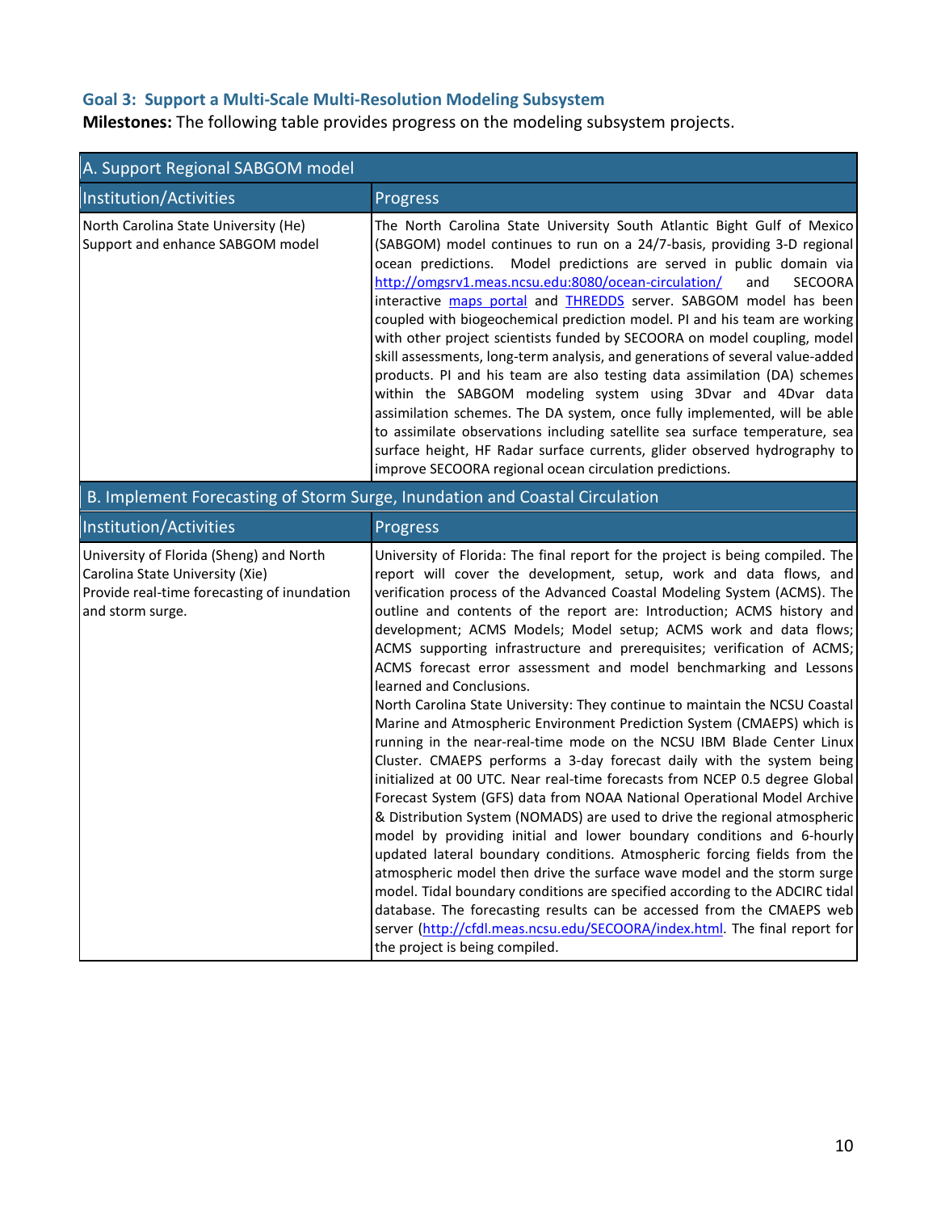### Goal 3: Support a Multi-Scale Multi-Resolution Modeling Subsystem

**Milestones:** The following table provides progress on the modeling subsystem projects.

| A. Support Regional SABGOM model | |
|---|---|
| **Institution/Activities** | **Progress** |
| North Carolina State University (He)<br>Support and enhance SABGOM model | The North Carolina State University South Atlantic Bight Gulf of Mexico (SABGOM) model continues to run on a 24/7-basis, providing 3-D regional ocean predictions. Model predictions are served in public domain via http://omgsrv1.meas.ncsu.edu:8080/ocean-circulation/ and SECOORA interactive maps portal and THREDDS server. SABGOM model has been coupled with biogeochemical prediction model. PI and his team are working with other project scientists funded by SECOORA on model coupling, model skill assessments, long-term analysis, and generations of several value-added products. PI and his team are also testing data assimilation (DA) schemes within the SABGOM modeling system using 3Dvar and 4Dvar data assimilation schemes. The DA system, once fully implemented, will be able to assimilate observations including satellite sea surface temperature, sea surface height, HF Radar surface currents, glider observed hydrography to improve SECOORA regional ocean circulation predictions. |

| B. Implement Forecasting of Storm Surge, Inundation and Coastal Circulation | |
|---|---|
| **Institution/Activities** | **Progress** |
| University of Florida (Sheng) and North Carolina State University (Xie)<br>Provide real-time forecasting of inundation and storm surge. | University of Florida: The final report for the project is being compiled. The report will cover the development, setup, work and data flows, and verification process of the Advanced Coastal Modeling System (ACMS). The outline and contents of the report are: Introduction; ACMS history and development; ACMS Models; Model setup; ACMS work and data flows; ACMS supporting infrastructure and prerequisites; verification of ACMS; ACMS forecast error assessment and model benchmarking and Lessons learned and Conclusions.<br>North Carolina State University: They continue to maintain the NCSU Coastal Marine and Atmospheric Environment Prediction System (CMAEPS) which is running in the near-real-time mode on the NCSU IBM Blade Center Linux Cluster. CMAEPS performs a 3-day forecast daily with the system being initialized at 00 UTC. Near real-time forecasts from NCEP 0.5 degree Global Forecast System (GFS) data from NOAA National Operational Model Archive & Distribution System (NOMADS) are used to drive the regional atmospheric model by providing initial and lower boundary conditions and 6-hourly updated lateral boundary conditions. Atmospheric forcing fields from the atmospheric model then drive the surface wave model and the storm surge model. Tidal boundary conditions are specified according to the ADCIRC tidal database. The forecasting results can be accessed from the CMAEPS web server (http://cfdl.meas.ncsu.edu/SECOORA/index.html. The final report for the project is being compiled. |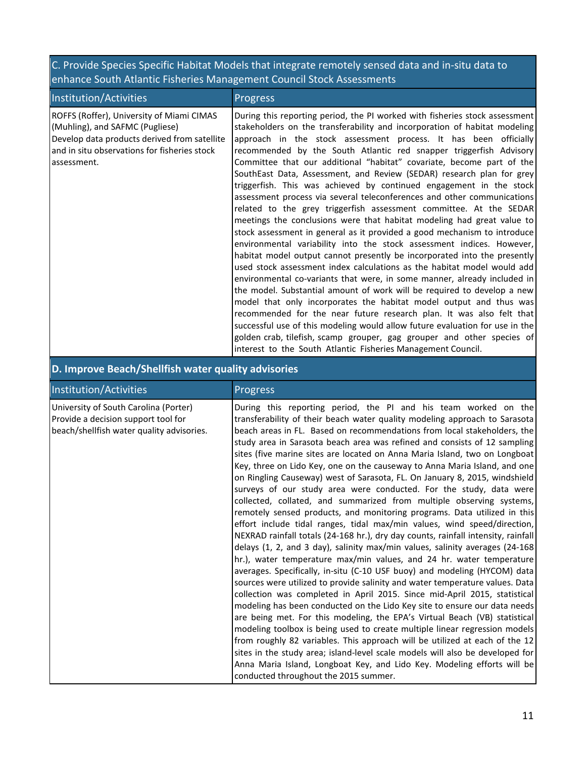| C. Provide Species Specific Habitat Models that integrate remotely sensed data and in-situ data to enhance South Atlantic Fisheries Management Council Stock Assessments | |
|---|---|
| **Institution/Activities** | **Progress** |
| ROFFS (Roffer), University of Miami CIMAS (Muhling), and SAFMC (Pugliese)<br>Develop data products derived from satellite and in situ observations for fisheries stock assessment. | During this reporting period, the PI worked with fisheries stock assessment stakeholders on the transferability and incorporation of habitat modeling approach in the stock assessment process. It has been officially recommended by the South Atlantic red snapper triggerfish Advisory Committee that our additional "habitat" covariate, become part of the SouthEast Data, Assessment, and Review (SEDAR) research plan for grey triggerfish. This was achieved by continued engagement in the stock assessment process via several teleconferences and other communications related to the grey triggerfish assessment committee. At the SEDAR meetings the conclusions were that habitat modeling had great value to stock assessment in general as it provided a good mechanism to introduce environmental variability into the stock assessment indices. However, habitat model output cannot presently be incorporated into the presently used stock assessment index calculations as the habitat model would add environmental co-variants that were, in some manner, already included in the model. Substantial amount of work will be required to develop a new model that only incorporates the habitat model output and thus was recommended for the near future research plan. It was also felt that successful use of this modeling would allow future evaluation for use in the golden crab, tilefish, scamp grouper, gag grouper and other species of interest to the South Atlantic Fisheries Management Council. |

| D. Improve Beach/Shellfish water quality advisories | |
|---|---|
| **Institution/Activities** | **Progress** |
| University of South Carolina (Porter)<br>Provide a decision support tool for beach/shellfish water quality advisories. | During this reporting period, the PI and his team worked on the transferability of their beach water quality modeling approach to Sarasota beach areas in FL. Based on recommendations from local stakeholders, the study area in Sarasota beach area was refined and consists of 12 sampling sites (five marine sites are located on Anna Maria Island, two on Longboat Key, three on Lido Key, one on the causeway to Anna Maria Island, and one on Ringling Causeway) west of Sarasota, FL. On January 8, 2015, windshield surveys of our study area were conducted. For the study, data were collected, collated, and summarized from multiple observing systems, remotely sensed products, and monitoring programs. Data utilized in this effort include tidal ranges, tidal max/min values, wind speed/direction, NEXRAD rainfall totals (24-168 hr.), dry day counts, rainfall intensity, rainfall delays (1, 2, and 3 day), salinity max/min values, salinity averages (24-168 hr.), water temperature max/min values, and 24 hr. water temperature averages. Specifically, in-situ (C-10 USF buoy) and modeling (HYCOM) data sources were utilized to provide salinity and water temperature values. Data collection was completed in April 2015. Since mid-April 2015, statistical modeling has been conducted on the Lido Key site to ensure our data needs are being met. For this modeling, the EPA's Virtual Beach (VB) statistical modeling toolbox is being used to create multiple linear regression models from roughly 82 variables. This approach will be utilized at each of the 12 sites in the study area; island-level scale models will also be developed for Anna Maria Island, Longboat Key, and Lido Key. Modeling efforts will be conducted throughout the 2015 summer. |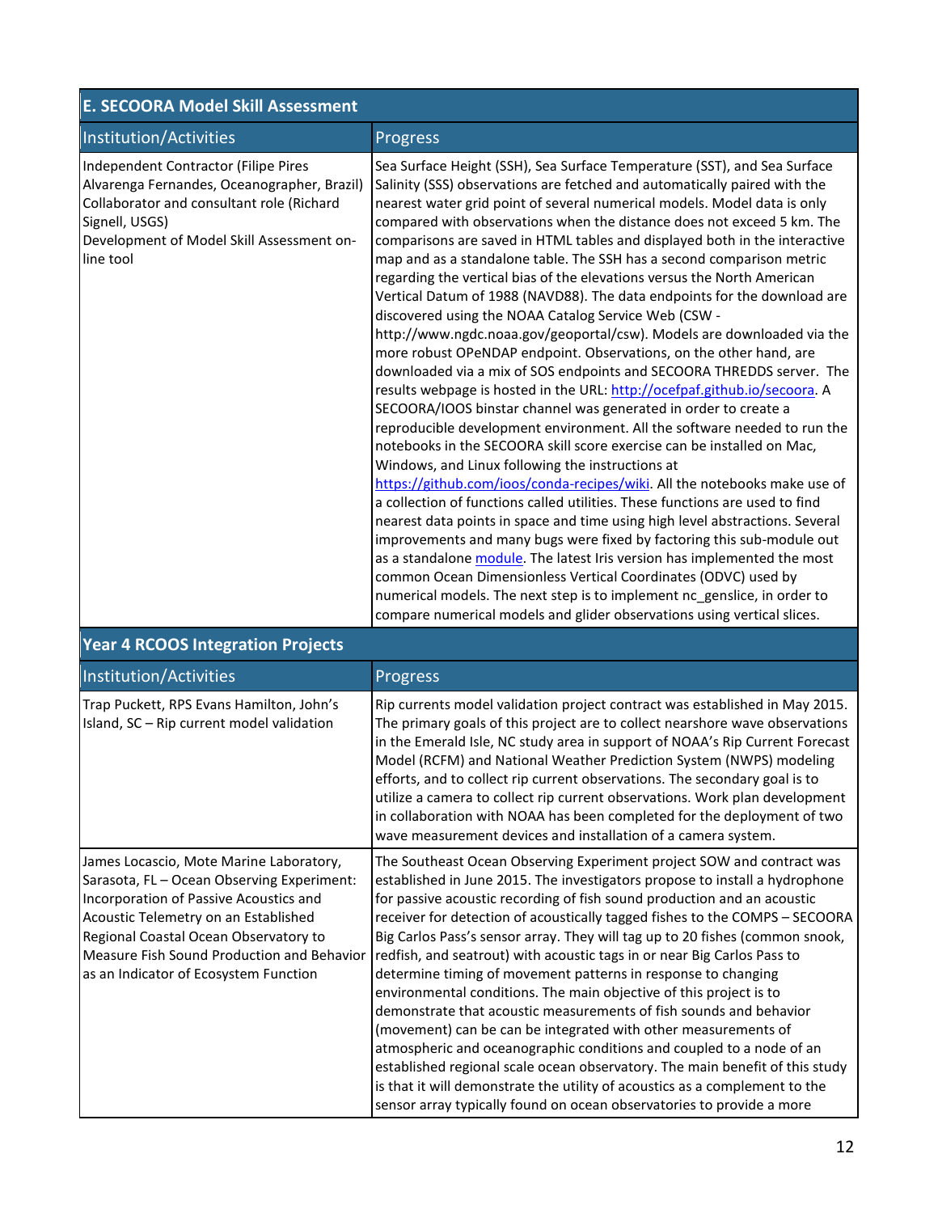| E. SECOORA Model Skill Assessment | |
|---|---|
| Institution/Activities | Progress |
| Independent Contractor (Filipe Pires Alvarenga Fernandes, Oceanographer, Brazil) Collaborator and consultant role (Richard Signell, USGS) Development of Model Skill Assessment on-line tool | Sea Surface Height (SSH), Sea Surface Temperature (SST), and Sea Surface Salinity (SSS) observations are fetched and automatically paired with the nearest water grid point of several numerical models. Model data is only compared with observations when the distance does not exceed 5 km. The comparisons are saved in HTML tables and displayed both in the interactive map and as a standalone table. The SSH has a second comparison metric regarding the vertical bias of the elevations versus the North American Vertical Datum of 1988 (NAVD88). The data endpoints for the download are discovered using the NOAA Catalog Service Web (CSW - http://www.ngdc.noaa.gov/geoportal/csw). Models are downloaded via the more robust OPeNDAP endpoint. Observations, on the other hand, are downloaded via a mix of SOS endpoints and SECOORA THREDDS server. The results webpage is hosted in the URL: [http://ocefpaf.github.io/secoora](http://ocefpaf.github.io/secoora). A SECOORA/IOOS binstar channel was generated in order to create a reproducible development environment. All the software needed to run the notebooks in the SECOORA skill score exercise can be installed on Mac, Windows, and Linux following the instructions at [https://github.com/ioos/conda-recipes/wiki](https://github.com/ioos/conda-recipes/wiki). All the notebooks make use of a collection of functions called utilities. These functions are used to find nearest data points in space and time using high level abstractions. Several improvements and many bugs were fixed by factoring this sub-module out as a standalone module. The latest Iris version has implemented the most common Ocean Dimensionless Vertical Coordinates (ODVC) used by numerical models. The next step is to implement nc_genslice, in order to compare numerical models and glider observations using vertical slices. |

| Year 4 RCOOS Integration Projects | |
|---|---|
| Institution/Activities | Progress |
| Trap Puckett, RPS Evans Hamilton, John's Island, SC – Rip current model validation | Rip currents model validation project contract was established in May 2015. The primary goals of this project are to collect nearshore wave observations in the Emerald Isle, NC study area in support of NOAA's Rip Current Forecast Model (RCFM) and National Weather Prediction System (NWPS) modeling efforts, and to collect rip current observations. The secondary goal is to utilize a camera to collect rip current observations. Work plan development in collaboration with NOAA has been completed for the deployment of two wave measurement devices and installation of a camera system. |
| James Locascio, Mote Marine Laboratory, Sarasota, FL – Ocean Observing Experiment: Incorporation of Passive Acoustics and Acoustic Telemetry on an Established Regional Coastal Ocean Observatory to Measure Fish Sound Production and Behavior as an Indicator of Ecosystem Function | The Southeast Ocean Observing Experiment project SOW and contract was established in June 2015. The investigators propose to install a hydrophone for passive acoustic recording of fish sound production and an acoustic receiver for detection of acoustically tagged fishes to the COMPS – SECOORA Big Carlos Pass's sensor array. They will tag up to 20 fishes (common snook, redfish, and seatrout) with acoustic tags in or near Big Carlos Pass to determine timing of movement patterns in response to changing environmental conditions. The main objective of this project is to demonstrate that acoustic measurements of fish sounds and behavior (movement) can be can be integrated with other measurements of atmospheric and oceanographic conditions and coupled to a node of an established regional scale ocean observatory. The main benefit of this study is that it will demonstrate the utility of acoustics as a complement to the sensor array typically found on ocean observatories to provide a more |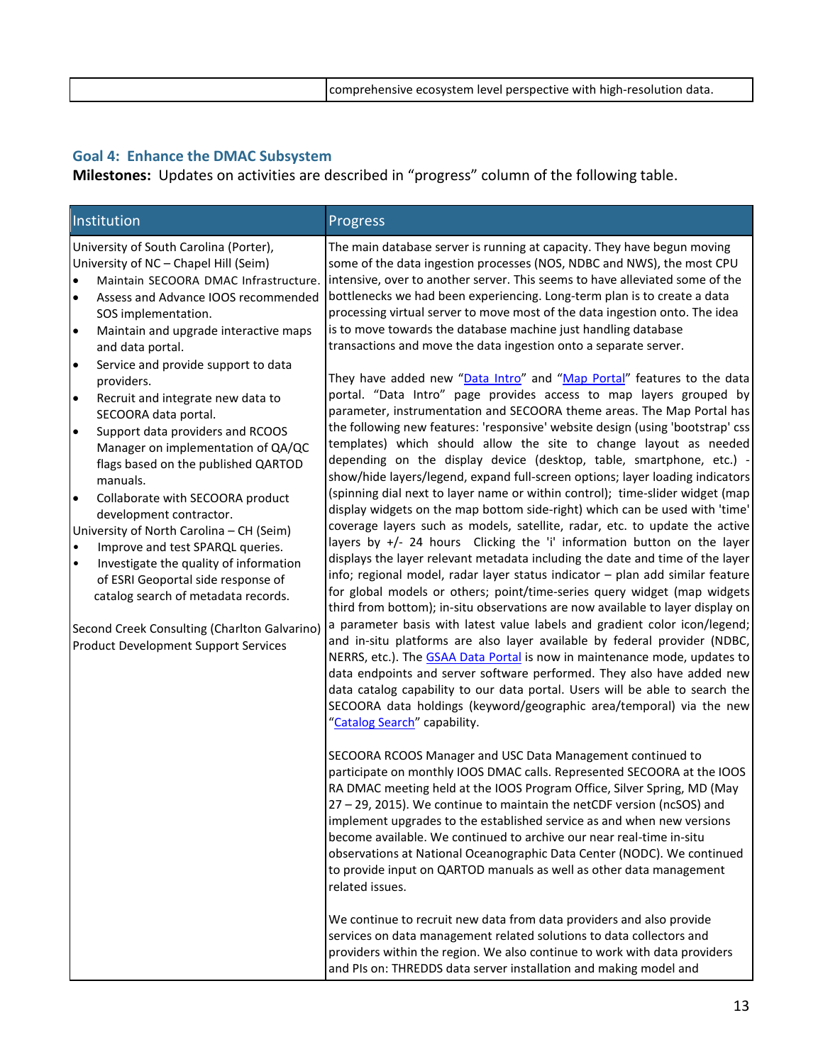| | comprehensive ecosystem level perspective with high-resolution data. |
|---|---|

### Goal 4: Enhance the DMAC Subsystem

**Milestones:** Updates on activities are described in "progress" column of the following table.

| Institution | Progress |
|---|---|
| University of South Carolina (Porter), University of NC – Chapel Hill (Seim)<br>• Maintain SECOORA DMAC Infrastructure.<br>• Assess and Advance IOOS recommended SOS implementation.<br>• Maintain and upgrade interactive maps and data portal.<br>• Service and provide support to data providers.<br>• Recruit and integrate new data to SECOORA data portal.<br>• Support data providers and RCOOS Manager on implementation of QA/QC flags based on the published QARTOD manuals.<br>• Collaborate with SECOORA product development contractor.<br>University of North Carolina – CH (Seim)<br>• Improve and test SPARQL queries.<br>• Investigate the quality of information of ESRI Geoportal side response of catalog search of metadata records.<br><br>Second Creek Consulting (Charlton Galvarino) Product Development Support Services | The main database server is running at capacity. They have begun moving some of the data ingestion processes (NOS, NDBC and NWS), the most CPU intensive, over to another server. This seems to have alleviated some of the bottlenecks we had been experiencing. Long-term plan is to create a data processing virtual server to move most of the data ingestion onto. The idea is to move towards the database machine just handling database transactions and move the data ingestion onto a separate server.<br><br>They have added new "Data Intro" and "Map Portal" features to the data portal. "Data Intro" page provides access to map layers grouped by parameter, instrumentation and SECOORA theme areas. The Map Portal has the following new features: 'responsive' website design (using 'bootstrap' css templates) which should allow the site to change layout as needed depending on the display device (desktop, table, smartphone, etc.) - show/hide layers/legend, expand full-screen options; layer loading indicators (spinning dial next to layer name or within control); time-slider widget (map display widgets on the map bottom side-right) which can be used with 'time' coverage layers such as models, satellite, radar, etc. to update the active layers by +/- 24 hours Clicking the 'i' information button on the layer displays the layer relevant metadata including the date and time of the layer info; regional model, radar layer status indicator – plan add similar feature for global models or others; point/time-series query widget (map widgets third from bottom); in-situ observations are now available to layer display on a parameter basis with latest value labels and gradient color icon/legend; and in-situ platforms are also layer available by federal provider (NDBC, NERRS, etc.). The GSAA Data Portal is now in maintenance mode, updates to data endpoints and server software performed. They also have added new data catalog capability to our data portal. Users will be able to search the SECOORA data holdings (keyword/geographic area/temporal) via the new "Catalog Search" capability.<br><br>SECOORA RCOOS Manager and USC Data Management continued to participate on monthly IOOS DMAC calls. Represented SECOORA at the IOOS RA DMAC meeting held at the IOOS Program Office, Silver Spring, MD (May 27 – 29, 2015). We continue to maintain the netCDF version (ncSOS) and implement upgrades to the established service as and when new versions become available. We continued to archive our near real-time in-situ observations at National Oceanographic Data Center (NODC). We continued to provide input on QARTOD manuals as well as other data management related issues.<br><br>We continue to recruit new data from data providers and also provide services on data management related solutions to data collectors and providers within the region. We also continue to work with data providers and PIs on: THREDDS data server installation and making model and |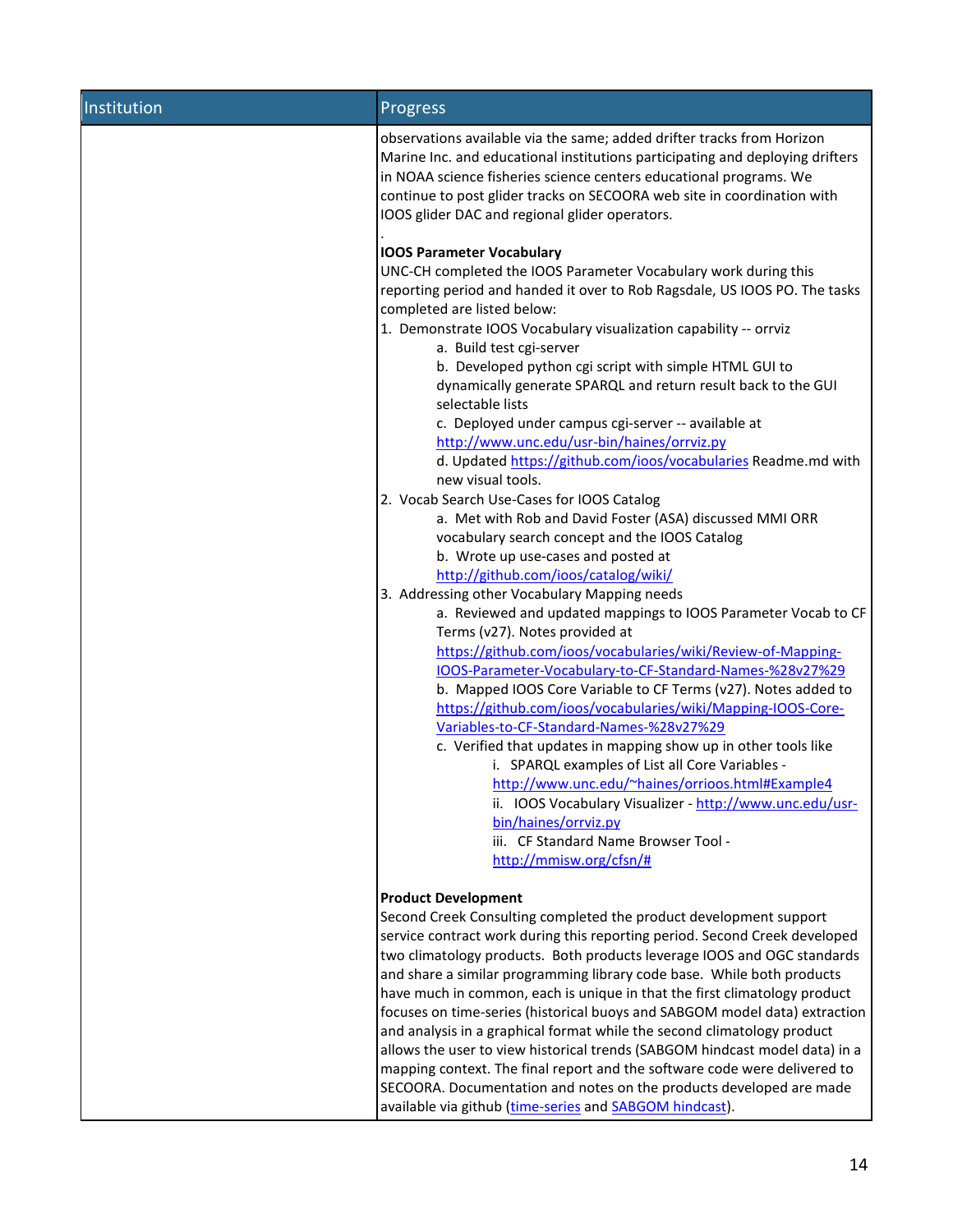| Institution | Progress |
|---|---|
| | observations available via the same; added drifter tracks from Horizon Marine Inc. and educational institutions participating and deploying drifters in NOAA science fisheries science centers educational programs. We continue to post glider tracks on SECOORA web site in coordination with IOOS glider DAC and regional glider operators.<br><br>.<br>**IOOS Parameter Vocabulary**<br>UNC-CH completed the IOOS Parameter Vocabulary work during this reporting period and handed it over to Rob Ragsdale, US IOOS PO. The tasks completed are listed below:<br>1. Demonstrate IOOS Vocabulary visualization capability -- orrviz<br>a. Build test cgi-server<br>b. Developed python cgi script with simple HTML GUI to dynamically generate SPARQL and return result back to the GUI selectable lists<br>c. Deployed under campus cgi-server -- available at http://www.unc.edu/usr-bin/haines/orrviz.py<br>d. Updated https://github.com/ioos/vocabularies Readme.md with new visual tools.<br>2. Vocab Search Use-Cases for IOOS Catalog<br>a. Met with Rob and David Foster (ASA) discussed MMI ORR vocabulary search concept and the IOOS Catalog<br>b. Wrote up use-cases and posted at http://github.com/ioos/catalog/wiki/<br>3. Addressing other Vocabulary Mapping needs<br>a. Reviewed and updated mappings to IOOS Parameter Vocab to CF Terms (v27). Notes provided at https://github.com/ioos/vocabularies/wiki/Review-of-Mapping-IOOS-Parameter-Vocabulary-to-CF-Standard-Names-%28v27%29<br>b. Mapped IOOS Core Variable to CF Terms (v27). Notes added to https://github.com/ioos/vocabularies/wiki/Mapping-IOOS-Core-Variables-to-CF-Standard-Names-%28v27%29<br>c. Verified that updates in mapping show up in other tools like<br>i. SPARQL examples of List all Core Variables - http://www.unc.edu/~haines/orrioos.html#Example4<br>ii. IOOS Vocabulary Visualizer - http://www.unc.edu/usr-bin/haines/orrviz.py<br>iii. CF Standard Name Browser Tool - http://mmisw.org/cfsn/#<br><br>**Product Development**<br>Second Creek Consulting completed the product development support service contract work during this reporting period. Second Creek developed two climatology products. Both products leverage IOOS and OGC standards and share a similar programming library code base. While both products have much in common, each is unique in that the first climatology product focuses on time-series (historical buoys and SABGOM model data) extraction and analysis in a graphical format while the second climatology product allows the user to view historical trends (SABGOM hindcast model data) in a mapping context. The final report and the software code were delivered to SECOORA. Documentation and notes on the products developed are made available via github (time-series and SABGOM hindcast). |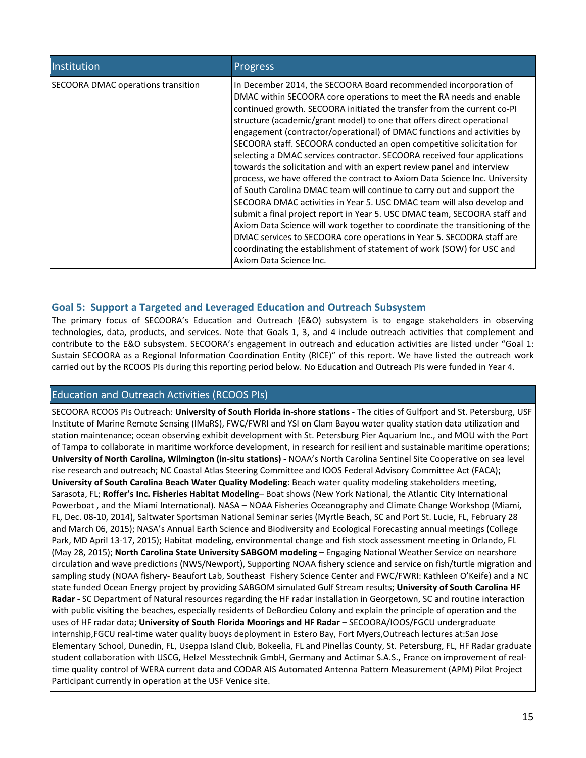| Institution | Progress |
|---|---|
| SECOORA DMAC operations transition | In December 2014, the SECOORA Board recommended incorporation of DMAC within SECOORA core operations to meet the RA needs and enable continued growth. SECOORA initiated the transfer from the current co-PI structure (academic/grant model) to one that offers direct operational engagement (contractor/operational) of DMAC functions and activities by SECOORA staff. SECOORA conducted an open competitive solicitation for selecting a DMAC services contractor. SECOORA received four applications towards the solicitation and with an expert review panel and interview process, we have offered the contract to Axiom Data Science Inc. University of South Carolina DMAC team will continue to carry out and support the SECOORA DMAC activities in Year 5. USC DMAC team will also develop and submit a final project report in Year 5. USC DMAC team, SECOORA staff and Axiom Data Science will work together to coordinate the transitioning of the DMAC services to SECOORA core operations in Year 5. SECOORA staff are coordinating the establishment of statement of work (SOW) for USC and Axiom Data Science Inc. |

## Goal 5: Support a Targeted and Leveraged Education and Outreach Subsystem

The primary focus of SECOORA's Education and Outreach (E&O) subsystem is to engage stakeholders in observing technologies, data, products, and services. Note that Goals 1, 3, and 4 include outreach activities that complement and contribute to the E&O subsystem. SECOORA's engagement in outreach and education activities are listed under "Goal 1: Sustain SECOORA as a Regional Information Coordination Entity (RICE)" of this report. We have listed the outreach work carried out by the RCOOS PIs during this reporting period below. No Education and Outreach PIs were funded in Year 4.

| Education and Outreach Activities (RCOOS PIs) |
|---|
| SECOORA RCOOS PIs Outreach: **University of South Florida in-shore stations** - The cities of Gulfport and St. Petersburg, USF Institute of Marine Remote Sensing (IMaRS), FWC/FWRI and YSI on Clam Bayou water quality station data utilization and station maintenance; ocean observing exhibit development with St. Petersburg Pier Aquarium Inc., and MOU with the Port of Tampa to collaborate in maritime workforce development, in research for resilient and sustainable maritime operations; **University of North Carolina, Wilmington (in-situ stations) -** NOAA's North Carolina Sentinel Site Cooperative on sea level rise research and outreach; NC Coastal Atlas Steering Committee and IOOS Federal Advisory Committee Act (FACA); **University of South Carolina Beach Water Quality Modeling**: Beach water quality modeling stakeholders meeting, Sarasota, FL; **Roffer's Inc. Fisheries Habitat Modeling**– Boat shows (New York National, the Atlantic City International Powerboat , and the Miami International). NASA – NOAA Fisheries Oceanography and Climate Change Workshop (Miami, FL, Dec. 08-10, 2014), Saltwater Sportsman National Seminar series (Myrtle Beach, SC and Port St. Lucie, FL, February 28 and March 06, 2015); NASA's Annual Earth Science and Biodiversity and Ecological Forecasting annual meetings (College Park, MD April 13-17, 2015); Habitat modeling, environmental change and fish stock assessment meeting in Orlando, FL (May 28, 2015); **North Carolina State University SABGOM modeling** – Engaging National Weather Service on nearshore circulation and wave predictions (NWS/Newport), Supporting NOAA fishery science and service on fish/turtle migration and sampling study (NOAA fishery- Beaufort Lab, Southeast Fishery Science Center and FWC/FWRI: Kathleen O'Keife) and a NC state funded Ocean Energy project by providing SABGOM simulated Gulf Stream results; **University of South Carolina HF Radar -** SC Department of Natural resources regarding the HF radar installation in Georgetown, SC and routine interaction with public visiting the beaches, especially residents of DeBordieu Colony and explain the principle of operation and the uses of HF radar data; **University of South Florida Moorings and HF Radar** – SECOORA/IOOS/FGCU undergraduate internship,FGCU real-time water quality buoys deployment in Estero Bay, Fort Myers,Outreach lectures at:San Jose Elementary School, Dunedin, FL, Useppa Island Club, Bokeelia, FL and Pinellas County, St. Petersburg, FL, HF Radar graduate student collaboration with USCG, Helzel Messtechnik GmbH, Germany and Actimar S.A.S., France on improvement of real-time quality control of WERA current data and CODAR AIS Automated Antenna Pattern Measurement (APM) Pilot Project Participant currently in operation at the USF Venice site. |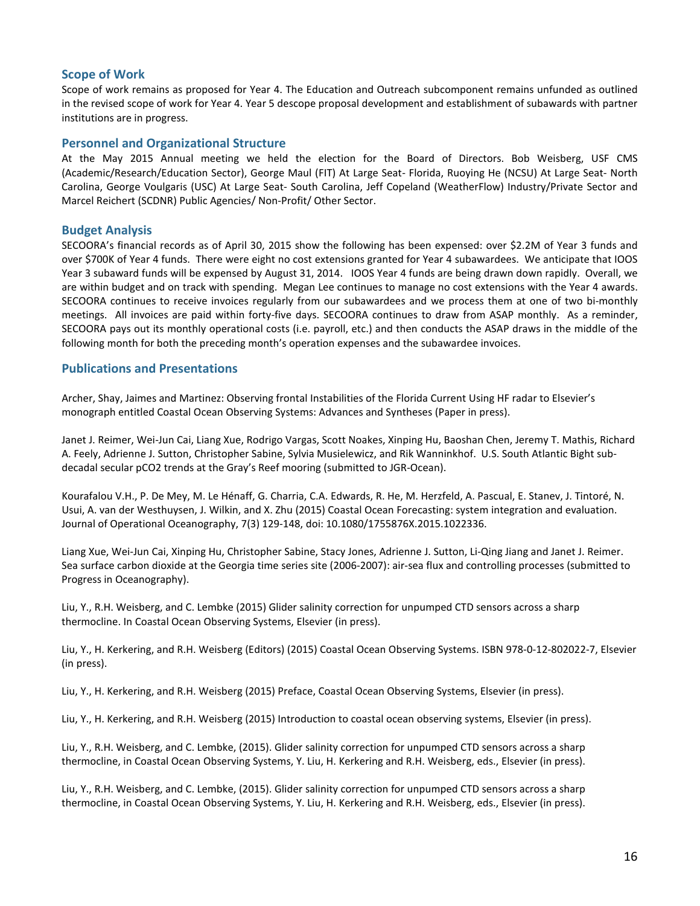## Scope of Work

Scope of work remains as proposed for Year 4. The Education and Outreach subcomponent remains unfunded as outlined in the revised scope of work for Year 4. Year 5 descope proposal development and establishment of subawards with partner institutions are in progress.

## Personnel and Organizational Structure

At the May 2015 Annual meeting we held the election for the Board of Directors. Bob Weisberg, USF CMS (Academic/Research/Education Sector), George Maul (FIT) At Large Seat- Florida, Ruoying He (NCSU) At Large Seat- North Carolina, George Voulgaris (USC) At Large Seat- South Carolina, Jeff Copeland (WeatherFlow) Industry/Private Sector and Marcel Reichert (SCDNR) Public Agencies/ Non-Profit/ Other Sector.

## Budget Analysis

SECOORA's financial records as of April 30, 2015 show the following has been expensed: over $2.2M of Year 3 funds and over $700K of Year 4 funds. There were eight no cost extensions granted for Year 4 subawardees. We anticipate that IOOS Year 3 subaward funds will be expensed by August 31, 2014. IOOS Year 4 funds are being drawn down rapidly. Overall, we are within budget and on track with spending. Megan Lee continues to manage no cost extensions with the Year 4 awards. SECOORA continues to receive invoices regularly from our subawardees and we process them at one of two bi-monthly meetings. All invoices are paid within forty-five days. SECOORA continues to draw from ASAP monthly. As a reminder, SECOORA pays out its monthly operational costs (i.e. payroll, etc.) and then conducts the ASAP draws in the middle of the following month for both the preceding month's operation expenses and the subawardee invoices.

## Publications and Presentations

Archer, Shay, Jaimes and Martinez: Observing frontal Instabilities of the Florida Current Using HF radar to Elsevier's monograph entitled Coastal Ocean Observing Systems: Advances and Syntheses (Paper in press).

Janet J. Reimer, Wei-Jun Cai, Liang Xue, Rodrigo Vargas, Scott Noakes, Xinping Hu, Baoshan Chen, Jeremy T. Mathis, Richard A. Feely, Adrienne J. Sutton, Christopher Sabine, Sylvia Musielewicz, and Rik Wanninkhof. U.S. South Atlantic Bight sub-decadal secular pCO2 trends at the Gray's Reef mooring (submitted to JGR-Ocean).

Kourafalou V.H., P. De Mey, M. Le Hénaff, G. Charria, C.A. Edwards, R. He, M. Herzfeld, A. Pascual, E. Stanev, J. Tintoré, N. Usui, A. van der Westhuysen, J. Wilkin, and X. Zhu (2015) Coastal Ocean Forecasting: system integration and evaluation. Journal of Operational Oceanography, 7(3) 129-148, doi: 10.1080/1755876X.2015.1022336.

Liang Xue, Wei-Jun Cai, Xinping Hu, Christopher Sabine, Stacy Jones, Adrienne J. Sutton, Li-Qing Jiang and Janet J. Reimer. Sea surface carbon dioxide at the Georgia time series site (2006-2007): air-sea flux and controlling processes (submitted to Progress in Oceanography).

Liu, Y., R.H. Weisberg, and C. Lembke (2015) Glider salinity correction for unpumped CTD sensors across a sharp thermocline. In Coastal Ocean Observing Systems, Elsevier (in press).

Liu, Y., H. Kerkering, and R.H. Weisberg (Editors) (2015) Coastal Ocean Observing Systems. ISBN 978-0-12-802022-7, Elsevier (in press).

Liu, Y., H. Kerkering, and R.H. Weisberg (2015) Preface, Coastal Ocean Observing Systems, Elsevier (in press).

Liu, Y., H. Kerkering, and R.H. Weisberg (2015) Introduction to coastal ocean observing systems, Elsevier (in press).

Liu, Y., R.H. Weisberg, and C. Lembke, (2015). Glider salinity correction for unpumped CTD sensors across a sharp thermocline, in Coastal Ocean Observing Systems, Y. Liu, H. Kerkering and R.H. Weisberg, eds., Elsevier (in press).

Liu, Y., R.H. Weisberg, and C. Lembke, (2015). Glider salinity correction for unpumped CTD sensors across a sharp thermocline, in Coastal Ocean Observing Systems, Y. Liu, H. Kerkering and R.H. Weisberg, eds., Elsevier (in press).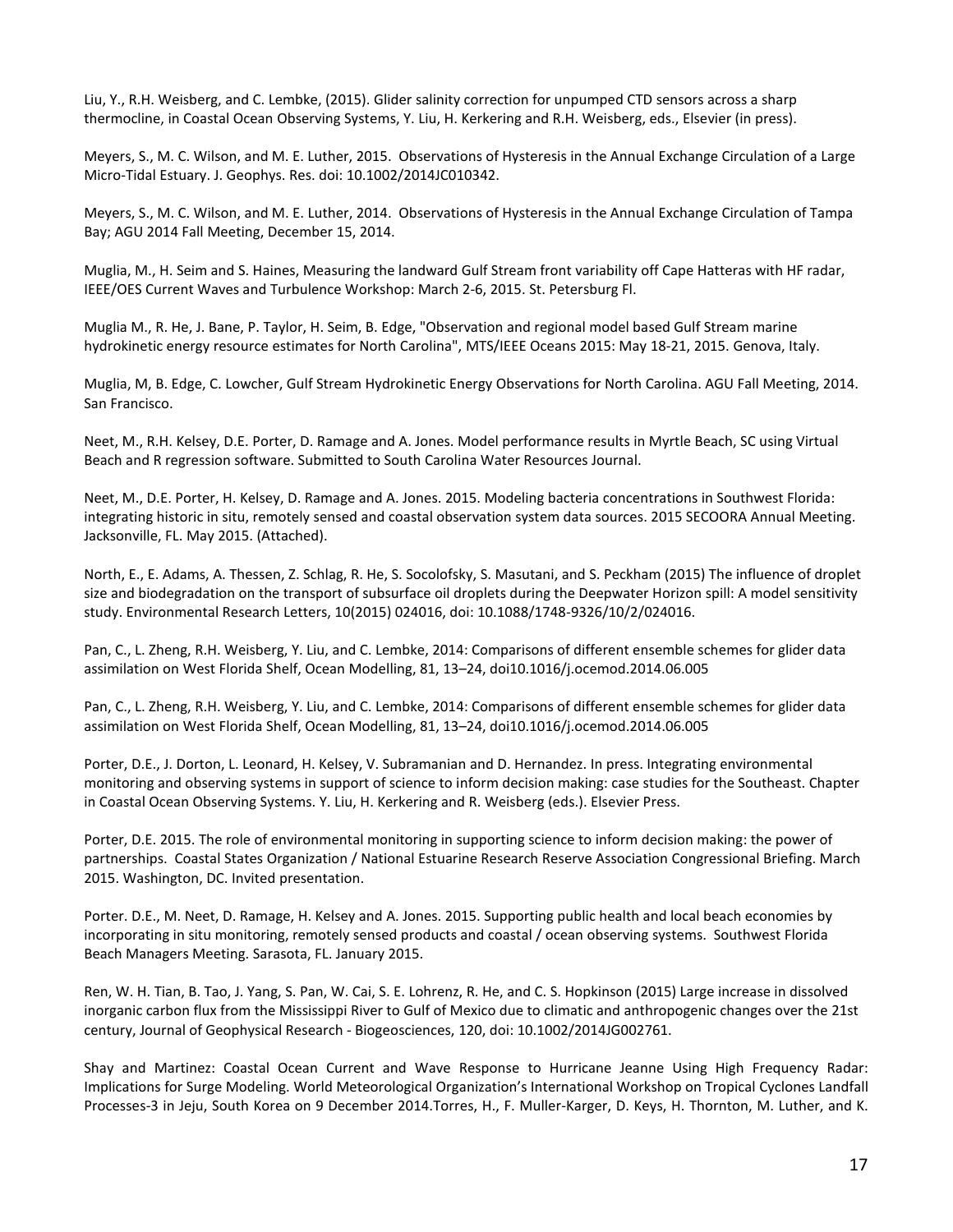Liu, Y., R.H. Weisberg, and C. Lembke, (2015). Glider salinity correction for unpumped CTD sensors across a sharp thermocline, in Coastal Ocean Observing Systems, Y. Liu, H. Kerkering and R.H. Weisberg, eds., Elsevier (in press).

Meyers, S., M. C. Wilson, and M. E. Luther, 2015. Observations of Hysteresis in the Annual Exchange Circulation of a Large Micro-Tidal Estuary. J. Geophys. Res. doi: 10.1002/2014JC010342.

Meyers, S., M. C. Wilson, and M. E. Luther, 2014. Observations of Hysteresis in the Annual Exchange Circulation of Tampa Bay; AGU 2014 Fall Meeting, December 15, 2014.

Muglia, M., H. Seim and S. Haines, Measuring the landward Gulf Stream front variability off Cape Hatteras with HF radar, IEEE/OES Current Waves and Turbulence Workshop: March 2-6, 2015. St. Petersburg Fl.

Muglia M., R. He, J. Bane, P. Taylor, H. Seim, B. Edge, "Observation and regional model based Gulf Stream marine hydrokinetic energy resource estimates for North Carolina", MTS/IEEE Oceans 2015: May 18-21, 2015. Genova, Italy.

Muglia, M, B. Edge, C. Lowcher, Gulf Stream Hydrokinetic Energy Observations for North Carolina. AGU Fall Meeting, 2014. San Francisco.

Neet, M., R.H. Kelsey, D.E. Porter, D. Ramage and A. Jones. Model performance results in Myrtle Beach, SC using Virtual Beach and R regression software. Submitted to South Carolina Water Resources Journal.

Neet, M., D.E. Porter, H. Kelsey, D. Ramage and A. Jones. 2015. Modeling bacteria concentrations in Southwest Florida: integrating historic in situ, remotely sensed and coastal observation system data sources. 2015 SECOORA Annual Meeting. Jacksonville, FL. May 2015. (Attached).

North, E., E. Adams, A. Thessen, Z. Schlag, R. He, S. Socolofsky, S. Masutani, and S. Peckham (2015) The influence of droplet size and biodegradation on the transport of subsurface oil droplets during the Deepwater Horizon spill: A model sensitivity study. Environmental Research Letters, 10(2015) 024016, doi: 10.1088/1748-9326/10/2/024016.

Pan, C., L. Zheng, R.H. Weisberg, Y. Liu, and C. Lembke, 2014: Comparisons of different ensemble schemes for glider data assimilation on West Florida Shelf, Ocean Modelling, 81, 13–24, doi10.1016/j.ocemod.2014.06.005

Pan, C., L. Zheng, R.H. Weisberg, Y. Liu, and C. Lembke, 2014: Comparisons of different ensemble schemes for glider data assimilation on West Florida Shelf, Ocean Modelling, 81, 13–24, doi10.1016/j.ocemod.2014.06.005

Porter, D.E., J. Dorton, L. Leonard, H. Kelsey, V. Subramanian and D. Hernandez. In press. Integrating environmental monitoring and observing systems in support of science to inform decision making: case studies for the Southeast. Chapter in Coastal Ocean Observing Systems. Y. Liu, H. Kerkering and R. Weisberg (eds.). Elsevier Press.

Porter, D.E. 2015. The role of environmental monitoring in supporting science to inform decision making: the power of partnerships. Coastal States Organization / National Estuarine Research Reserve Association Congressional Briefing. March 2015. Washington, DC. Invited presentation.

Porter. D.E., M. Neet, D. Ramage, H. Kelsey and A. Jones. 2015. Supporting public health and local beach economies by incorporating in situ monitoring, remotely sensed products and coastal / ocean observing systems. Southwest Florida Beach Managers Meeting. Sarasota, FL. January 2015.

Ren, W. H. Tian, B. Tao, J. Yang, S. Pan, W. Cai, S. E. Lohrenz, R. He, and C. S. Hopkinson (2015) Large increase in dissolved inorganic carbon flux from the Mississippi River to Gulf of Mexico due to climatic and anthropogenic changes over the 21st century, Journal of Geophysical Research - Biogeosciences, 120, doi: 10.1002/2014JG002761.

Shay and Martinez: Coastal Ocean Current and Wave Response to Hurricane Jeanne Using High Frequency Radar: Implications for Surge Modeling. World Meteorological Organization's International Workshop on Tropical Cyclones Landfall Processes-3 in Jeju, South Korea on 9 December 2014.Torres, H., F. Muller-Karger, D. Keys, H. Thornton, M. Luther, and K.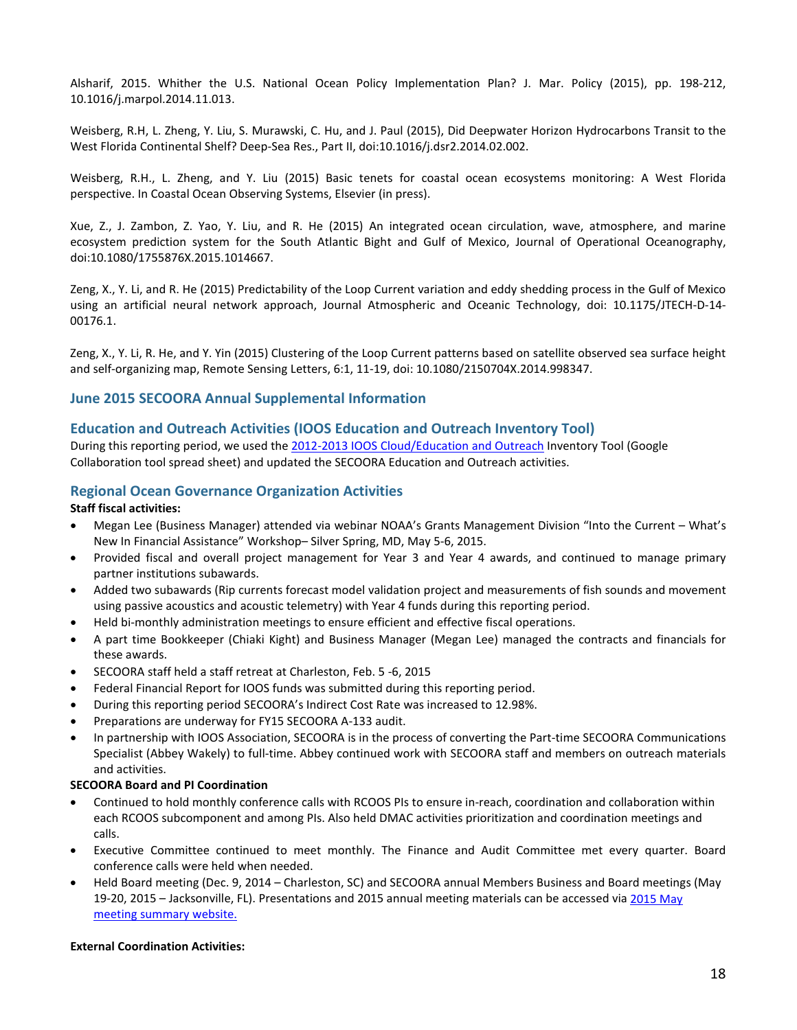Alsharif, 2015. Whither the U.S. National Ocean Policy Implementation Plan? J. Mar. Policy (2015), pp. 198-212, 10.1016/j.marpol.2014.11.013.

Weisberg, R.H, L. Zheng, Y. Liu, S. Murawski, C. Hu, and J. Paul (2015), Did Deepwater Horizon Hydrocarbons Transit to the West Florida Continental Shelf? Deep-Sea Res., Part II, doi:10.1016/j.dsr2.2014.02.002.

Weisberg, R.H., L. Zheng, and Y. Liu (2015) Basic tenets for coastal ocean ecosystems monitoring: A West Florida perspective. In Coastal Ocean Observing Systems, Elsevier (in press).

Xue, Z., J. Zambon, Z. Yao, Y. Liu, and R. He (2015) An integrated ocean circulation, wave, atmosphere, and marine ecosystem prediction system for the South Atlantic Bight and Gulf of Mexico, Journal of Operational Oceanography, doi:10.1080/1755876X.2015.1014667.

Zeng, X., Y. Li, and R. He (2015) Predictability of the Loop Current variation and eddy shedding process in the Gulf of Mexico using an artificial neural network approach, Journal Atmospheric and Oceanic Technology, doi: 10.1175/JTECH-D-14-00176.1.

Zeng, X., Y. Li, R. He, and Y. Yin (2015) Clustering of the Loop Current patterns based on satellite observed sea surface height and self-organizing map, Remote Sensing Letters, 6:1, 11-19, doi: 10.1080/2150704X.2014.998347.

## June 2015 SECOORA Annual Supplemental Information

## Education and Outreach Activities (IOOS Education and Outreach Inventory Tool)

During this reporting period, we used the 2012-2013 IOOS Cloud/Education and Outreach Inventory Tool (Google Collaboration tool spread sheet) and updated the SECOORA Education and Outreach activities.

## Regional Ocean Governance Organization Activities

**Staff fiscal activities:**

- Megan Lee (Business Manager) attended via webinar NOAA's Grants Management Division "Into the Current – What's New In Financial Assistance" Workshop– Silver Spring, MD, May 5-6, 2015.
- Provided fiscal and overall project management for Year 3 and Year 4 awards, and continued to manage primary partner institutions subawards.
- Added two subawards (Rip currents forecast model validation project and measurements of fish sounds and movement using passive acoustics and acoustic telemetry) with Year 4 funds during this reporting period.
- Held bi-monthly administration meetings to ensure efficient and effective fiscal operations.
- A part time Bookkeeper (Chiaki Kight) and Business Manager (Megan Lee) managed the contracts and financials for these awards.
- SECOORA staff held a staff retreat at Charleston, Feb. 5 -6, 2015
- Federal Financial Report for IOOS funds was submitted during this reporting period.
- During this reporting period SECOORA's Indirect Cost Rate was increased to 12.98%.
- Preparations are underway for FY15 SECOORA A-133 audit.
- In partnership with IOOS Association, SECOORA is in the process of converting the Part-time SECOORA Communications Specialist (Abbey Wakely) to full-time. Abbey continued work with SECOORA staff and members on outreach materials and activities.

**SECOORA Board and PI Coordination**

- Continued to hold monthly conference calls with RCOOS PIs to ensure in-reach, coordination and collaboration within each RCOOS subcomponent and among PIs. Also held DMAC activities prioritization and coordination meetings and calls.
- Executive Committee continued to meet monthly. The Finance and Audit Committee met every quarter. Board conference calls were held when needed.
- Held Board meeting (Dec. 9, 2014 – Charleston, SC) and SECOORA annual Members Business and Board meetings (May 19-20, 2015 – Jacksonville, FL). Presentations and 2015 annual meeting materials can be accessed via 2015 May meeting summary website.

**External Coordination Activities:**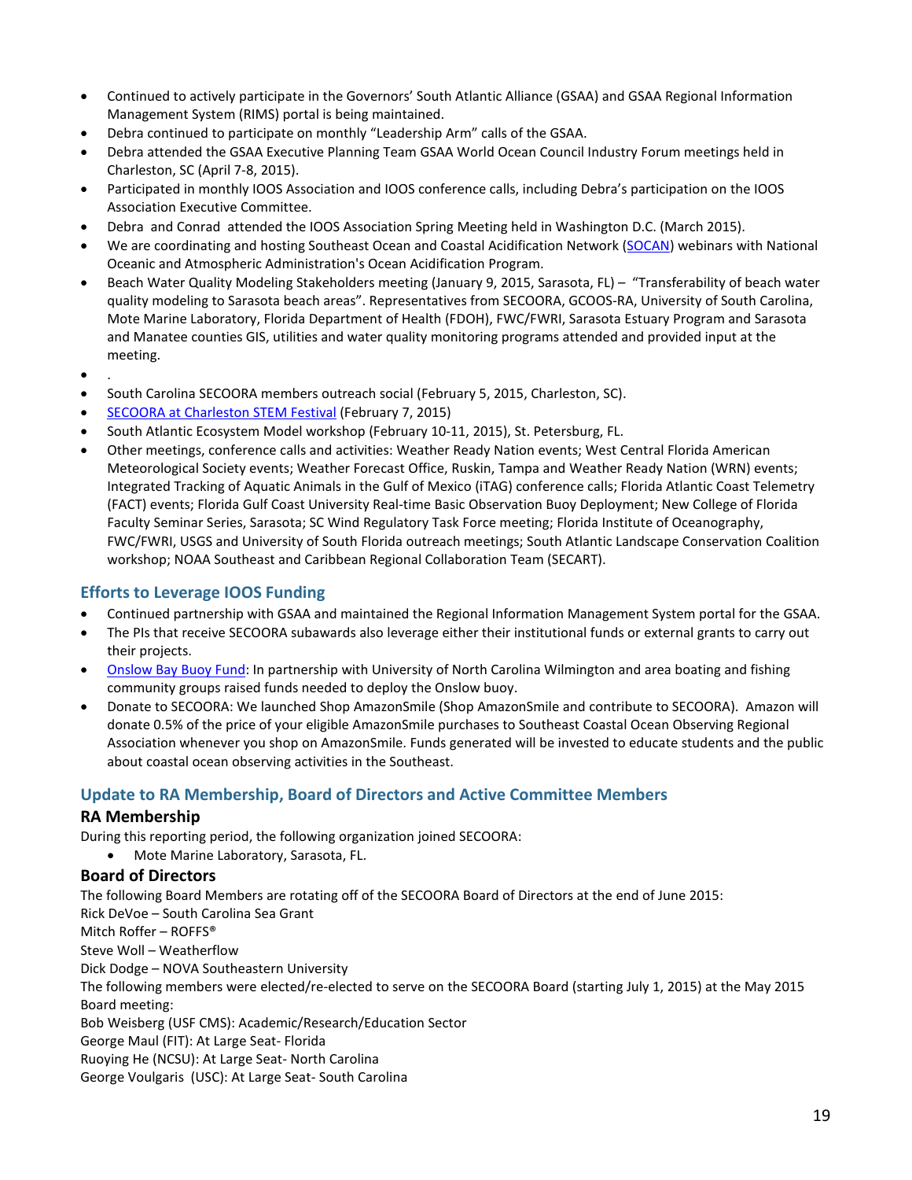- Continued to actively participate in the Governors' South Atlantic Alliance (GSAA) and GSAA Regional Information Management System (RIMS) portal is being maintained.
- Debra continued to participate on monthly "Leadership Arm" calls of the GSAA.
- Debra attended the GSAA Executive Planning Team GSAA World Ocean Council Industry Forum meetings held in Charleston, SC (April 7-8, 2015).
- Participated in monthly IOOS Association and IOOS conference calls, including Debra's participation on the IOOS Association Executive Committee.
- Debra and Conrad attended the IOOS Association Spring Meeting held in Washington D.C. (March 2015).
- We are coordinating and hosting Southeast Ocean and Coastal Acidification Network (SOCAN) webinars with National Oceanic and Atmospheric Administration's Ocean Acidification Program.
- Beach Water Quality Modeling Stakeholders meeting (January 9, 2015, Sarasota, FL) – "Transferability of beach water quality modeling to Sarasota beach areas". Representatives from SECOORA, GCOOS-RA, University of South Carolina, Mote Marine Laboratory, Florida Department of Health (FDOH), FWC/FWRI, Sarasota Estuary Program and Sarasota and Manatee counties GIS, utilities and water quality monitoring programs attended and provided input at the meeting.
- .
- South Carolina SECOORA members outreach social (February 5, 2015, Charleston, SC).
- SECOORA at Charleston STEM Festival (February 7, 2015)
- South Atlantic Ecosystem Model workshop (February 10-11, 2015), St. Petersburg, FL.
- Other meetings, conference calls and activities: Weather Ready Nation events; West Central Florida American Meteorological Society events; Weather Forecast Office, Ruskin, Tampa and Weather Ready Nation (WRN) events; Integrated Tracking of Aquatic Animals in the Gulf of Mexico (iTAG) conference calls; Florida Atlantic Coast Telemetry (FACT) events; Florida Gulf Coast University Real-time Basic Observation Buoy Deployment; New College of Florida Faculty Seminar Series, Sarasota; SC Wind Regulatory Task Force meeting; Florida Institute of Oceanography, FWC/FWRI, USGS and University of South Florida outreach meetings; South Atlantic Landscape Conservation Coalition workshop; NOAA Southeast and Caribbean Regional Collaboration Team (SECART).

## Efforts to Leverage IOOS Funding

- Continued partnership with GSAA and maintained the Regional Information Management System portal for the GSAA.
- The PIs that receive SECOORA subawards also leverage either their institutional funds or external grants to carry out their projects.
- Onslow Bay Buoy Fund: In partnership with University of North Carolina Wilmington and area boating and fishing community groups raised funds needed to deploy the Onslow buoy.
- Donate to SECOORA: We launched Shop AmazonSmile (Shop AmazonSmile and contribute to SECOORA). Amazon will donate 0.5% of the price of your eligible AmazonSmile purchases to Southeast Coastal Ocean Observing Regional Association whenever you shop on AmazonSmile. Funds generated will be invested to educate students and the public about coastal ocean observing activities in the Southeast.

## Update to RA Membership, Board of Directors and Active Committee Members

### RA Membership

During this reporting period, the following organization joined SECOORA:

- Mote Marine Laboratory, Sarasota, FL.

### Board of Directors

The following Board Members are rotating off of the SECOORA Board of Directors at the end of June 2015:
Rick DeVoe – South Carolina Sea Grant
Mitch Roffer – ROFFS®
Steve Woll – Weatherflow
Dick Dodge – NOVA Southeastern University
The following members were elected/re-elected to serve on the SECOORA Board (starting July 1, 2015) at the May 2015 Board meeting:
Bob Weisberg (USF CMS): Academic/Research/Education Sector
George Maul (FIT): At Large Seat- Florida
Ruoying He (NCSU): At Large Seat- North Carolina
George Voulgaris (USC): At Large Seat- South Carolina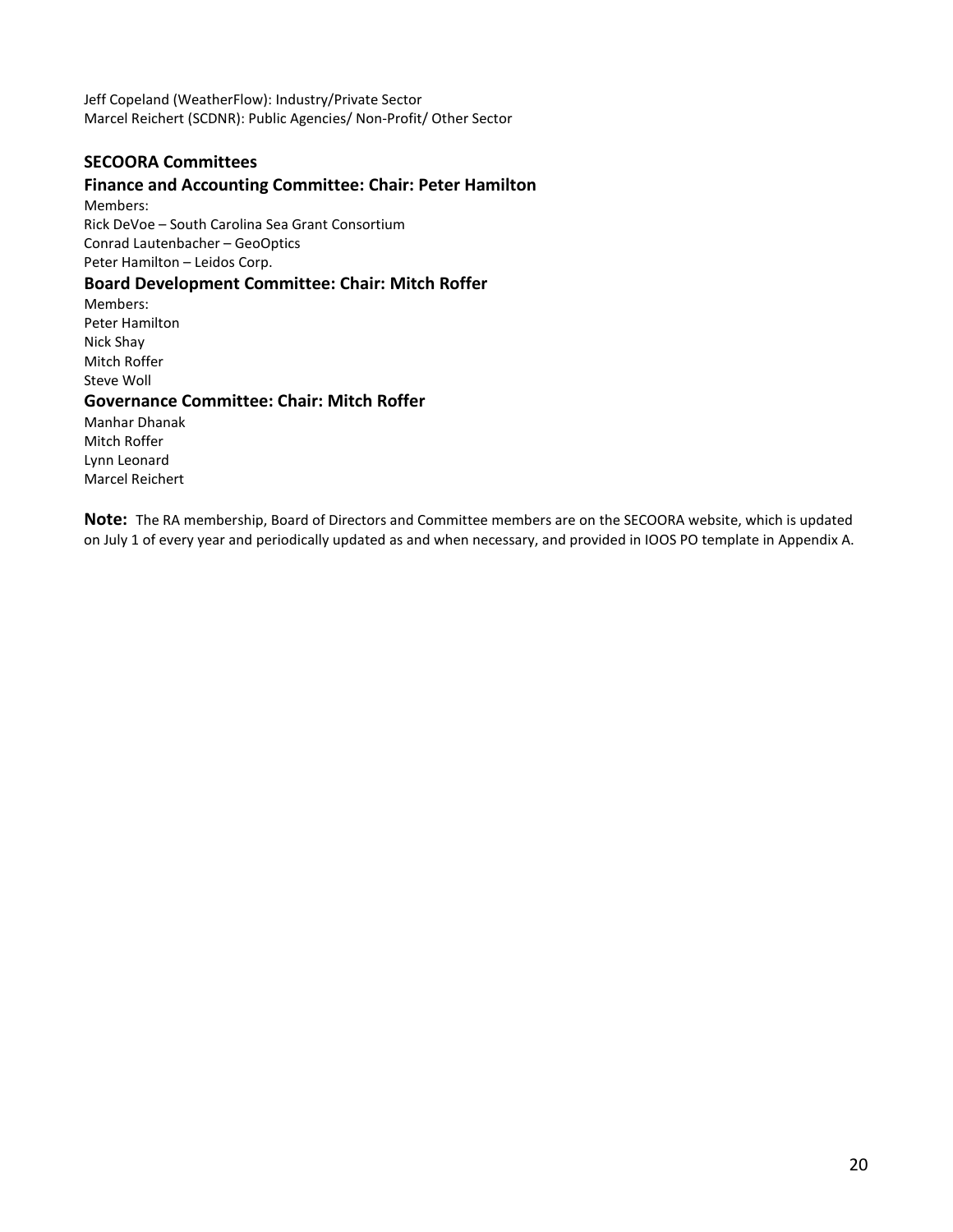Jeff Copeland (WeatherFlow): Industry/Private Sector
Marcel Reichert (SCDNR): Public Agencies/ Non-Profit/ Other Sector

### SECOORA Committees

### Finance and Accounting Committee: Chair: Peter Hamilton

Members:
Rick DeVoe – South Carolina Sea Grant Consortium
Conrad Lautenbacher – GeoOptics
Peter Hamilton – Leidos Corp.

### Board Development Committee: Chair: Mitch Roffer

Members:
Peter Hamilton
Nick Shay
Mitch Roffer
Steve Woll

### Governance Committee: Chair: Mitch Roffer

Manhar Dhanak
Mitch Roffer
Lynn Leonard
Marcel Reichert

**Note:** The RA membership, Board of Directors and Committee members are on the SECOORA website, which is updated on July 1 of every year and periodically updated as and when necessary, and provided in IOOS PO template in Appendix A.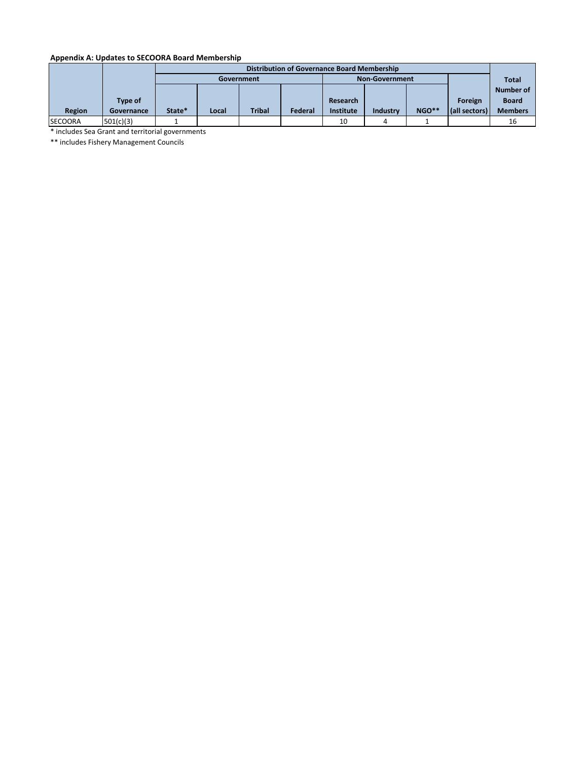**Appendix A: Updates to SECOORA Board Membership**

| Region | Type of Governance | Distribution of Governance Board Membership | | | | | | | | Total Number of Board Members |
|---|---|---|---|---|---|---|---|---|---|---|
| | | Government | | | | Non-Government | | | | |
| | | State* | Local | Tribal | Federal | Research Institute | Industry | NGO** | Foreign (all sectors) | |
| SECOORA | 501(c)(3) | 1 | | | | 10 | 4 | 1 | | 16 |

\* includes Sea Grant and territorial governments

\*\* includes Fishery Management Councils